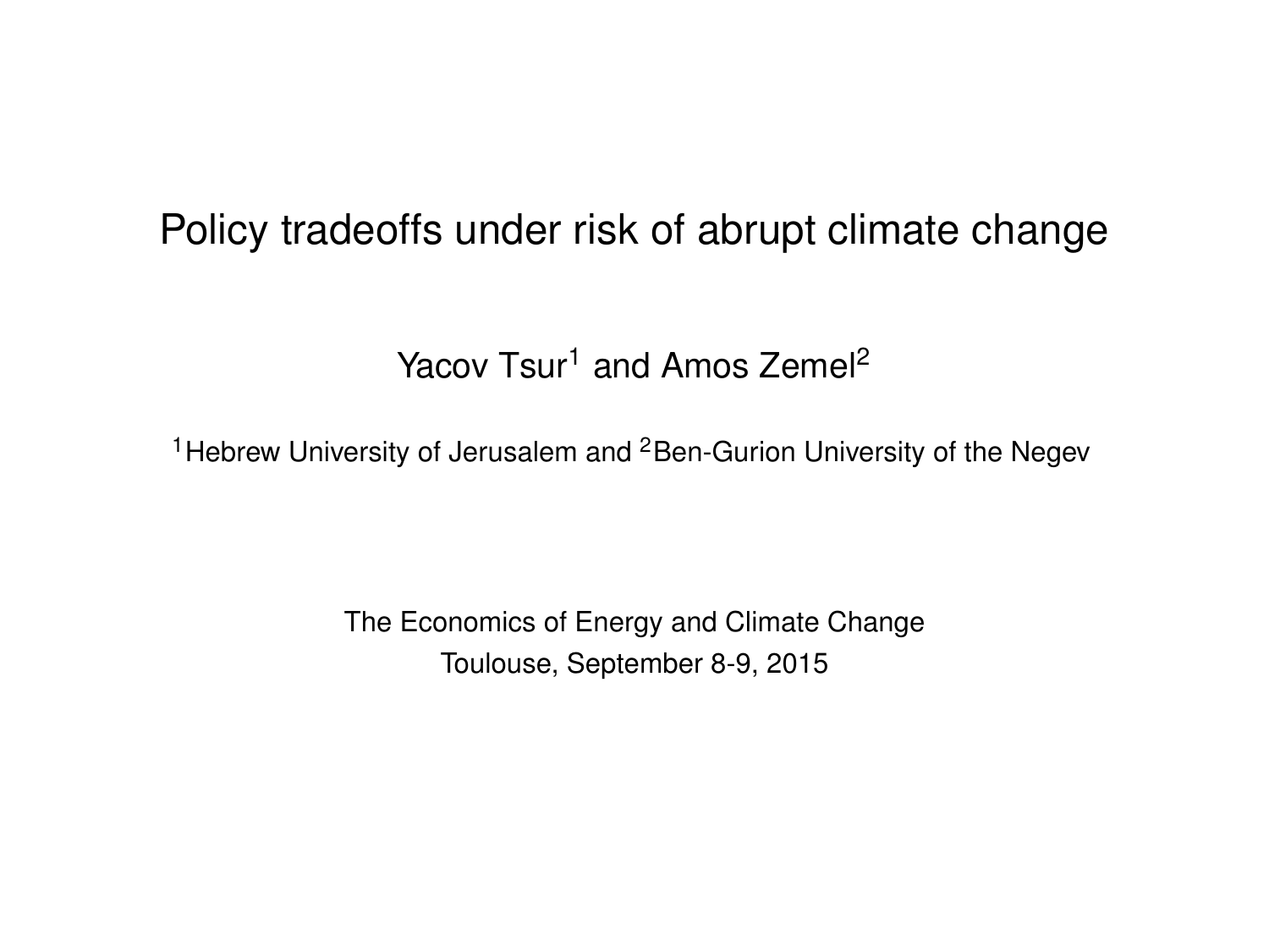# Policy tradeoffs under risk of abrupt climate change

Yacov Tsur[1] and Amos Zemel[2]

[1]Hebrew University of Jerusalem and [2]Ben-Gurion University of the Negev

The Economics of Energy and Climate Change
Toulouse, September 8-9, 2015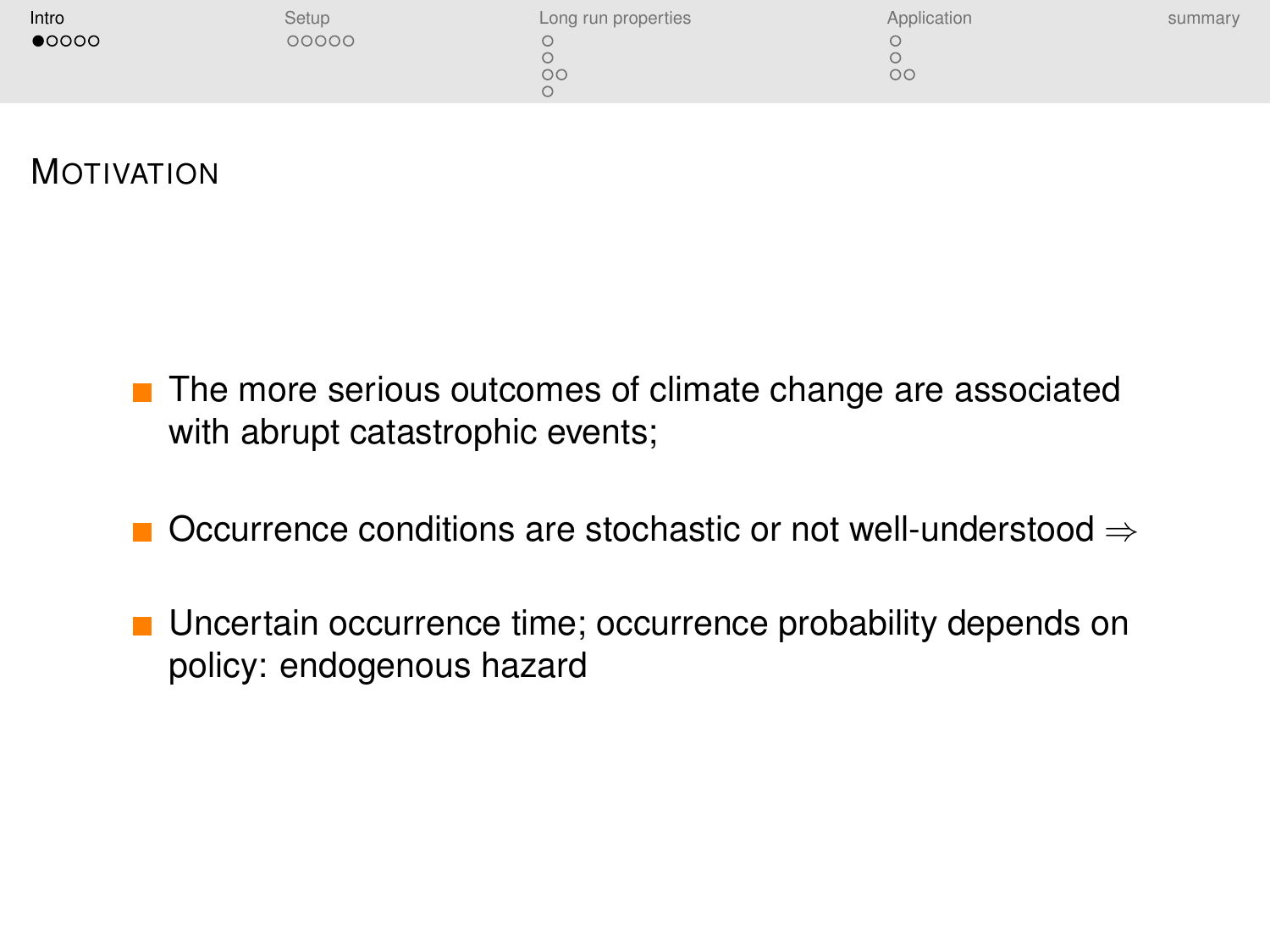# Motivation

- The more serious outcomes of climate change are associated with abrupt catastrophic events;
- Occurrence conditions are stochastic or not well-understood $\Rightarrow$
- Uncertain occurrence time; occurrence probability depends on policy: endogenous hazard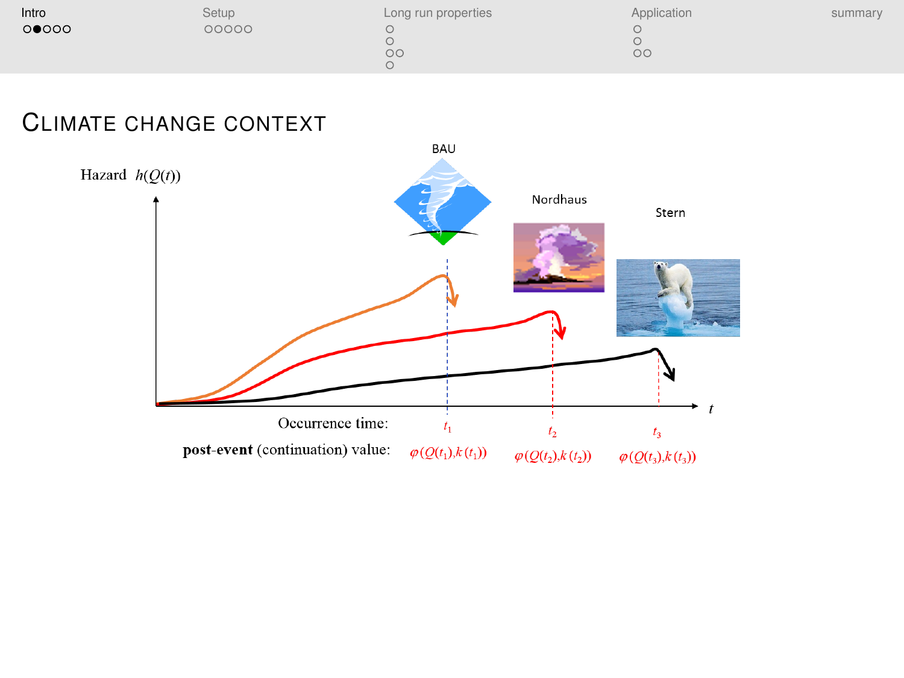# Climate change context

Hazard $h(Q(t))$

BAU

Nordhaus

Stern

$t$

Occurrence time: $t_1$ $t_2$ $t_3$

**post-event** (continuation) value: $\varphi(Q(t_1),k(t_1))$ $\varphi(Q(t_2),k(t_2))$ $\varphi(Q(t_3),k(t_3))$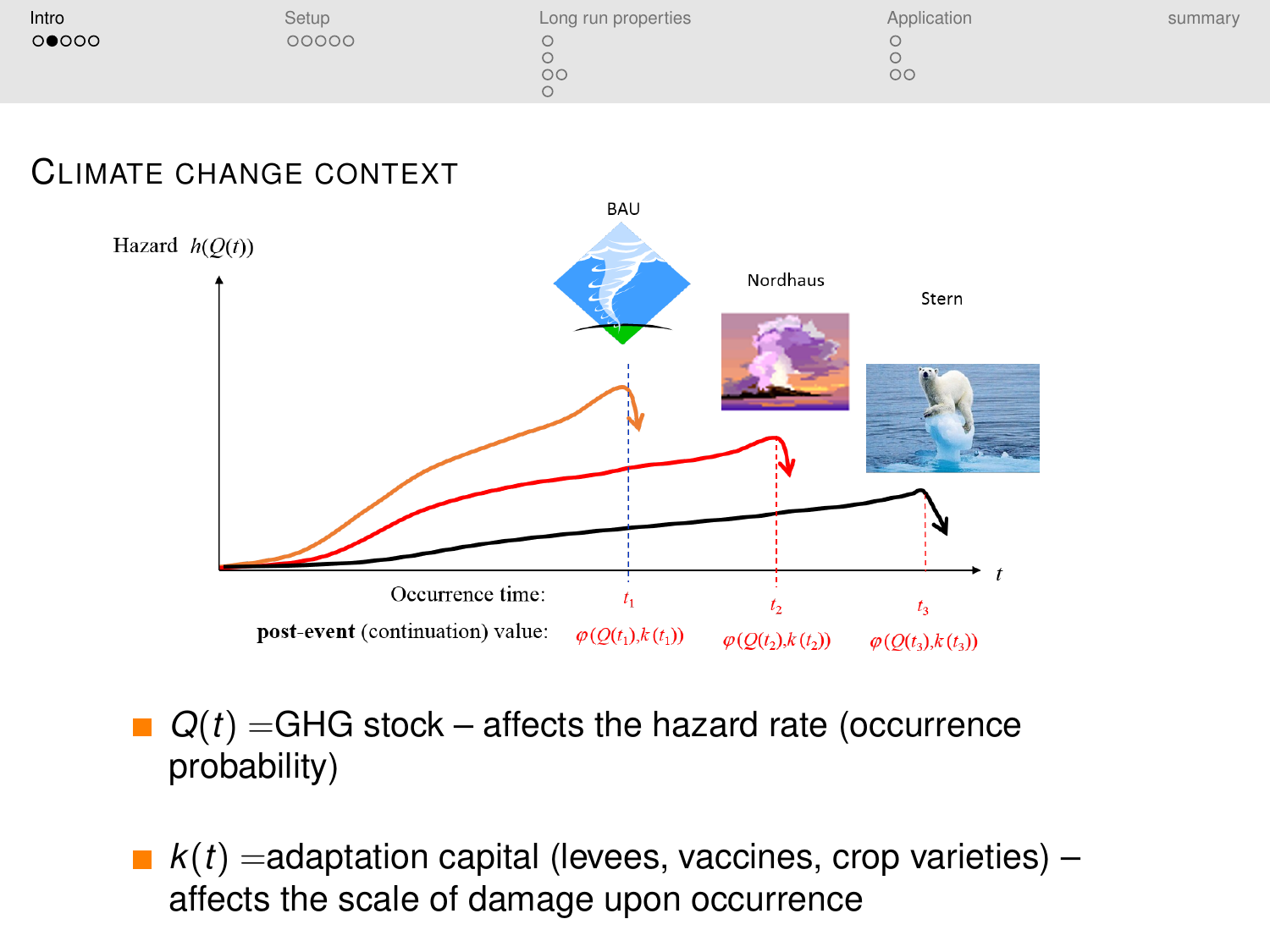# Climate change context

Hazard $h(Q(t))$

BAU

Nordhaus

Stern

$t$

Occurrence time: $t_1$ $t_2$ $t_3$

**post-event** (continuation) value: $\varphi(Q(t_1),k(t_1))$ $\varphi(Q(t_2),k(t_2))$ $\varphi(Q(t_3),k(t_3))$

- $Q(t)$ =GHG stock – affects the hazard rate (occurrence probability)
- $k(t)$ =adaptation capital (levees, vaccines, crop varieties) – affects the scale of damage upon occurrence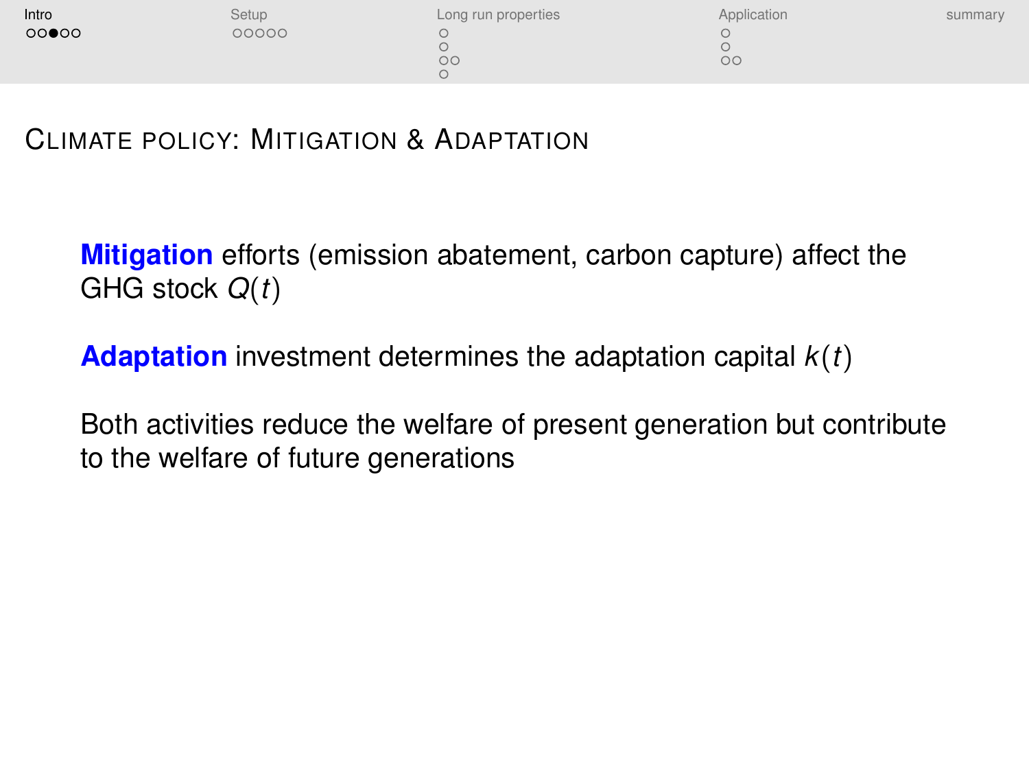## Climate policy: Mitigation & Adaptation

**Mitigation** efforts (emission abatement, carbon capture) affect the GHG stock $Q(t)$

**Adaptation** investment determines the adaptation capital $k(t)$

Both activities reduce the welfare of present generation but contribute to the welfare of future generations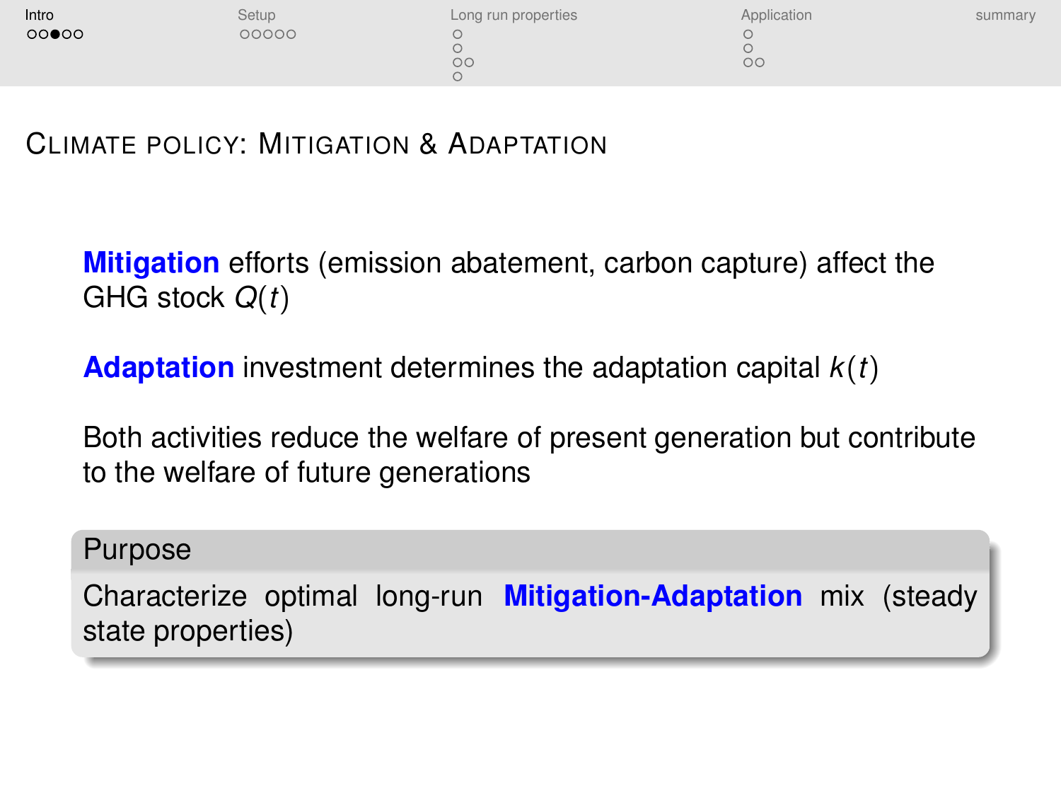## Climate policy: Mitigation & Adaptation

**Mitigation** efforts (emission abatement, carbon capture) affect the GHG stock $Q(t)$

**Adaptation** investment determines the adaptation capital $k(t)$

Both activities reduce the welfare of present generation but contribute to the welfare of future generations

**Purpose**

Characterize optimal long-run **Mitigation-Adaptation** mix (steady state properties)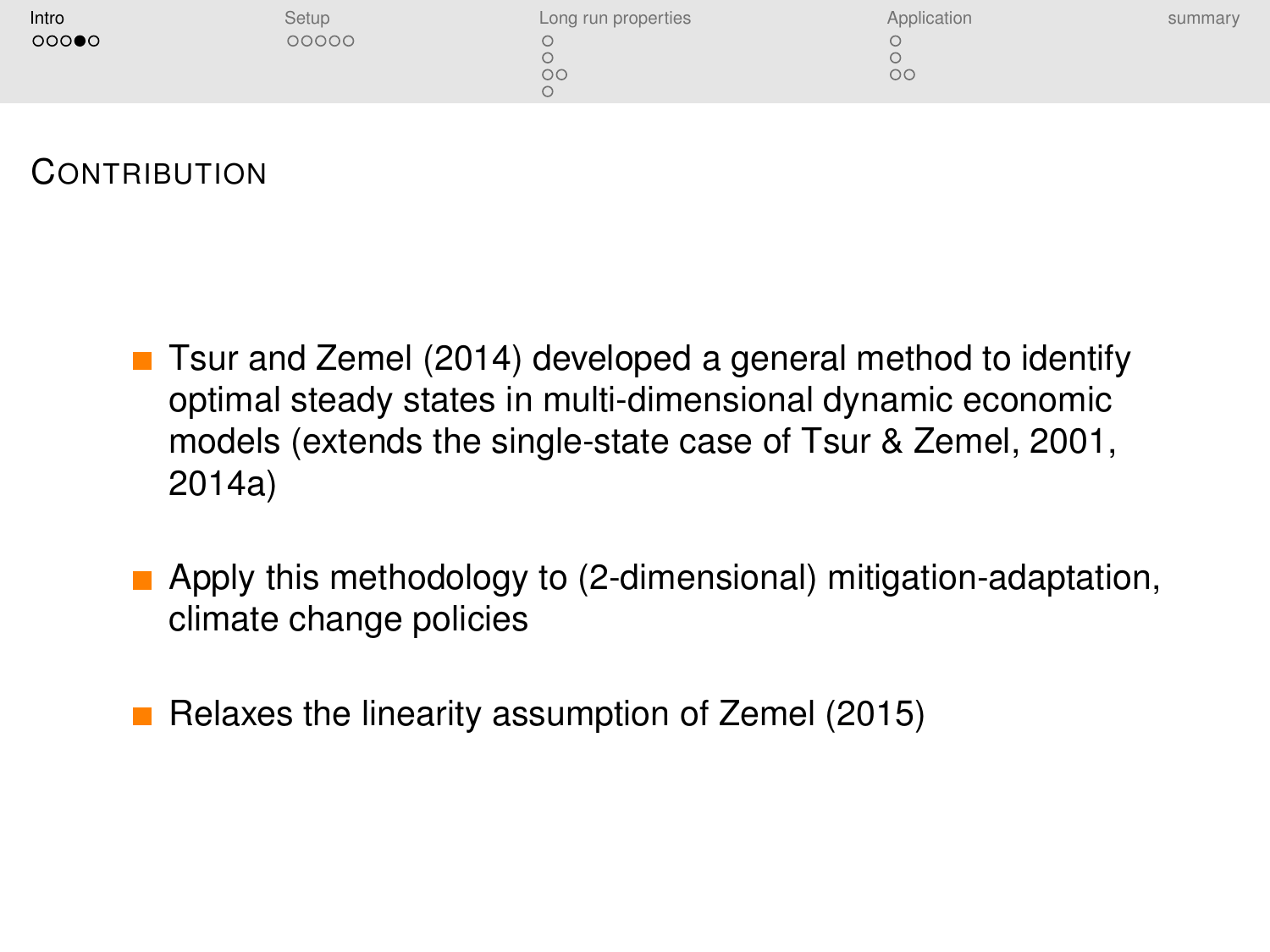## Contribution

- Tsur and Zemel (2014) developed a general method to identify optimal steady states in multi-dimensional dynamic economic models (extends the single-state case of Tsur & Zemel, 2001, 2014a)
- Apply this methodology to (2-dimensional) mitigation-adaptation, climate change policies
- Relaxes the linearity assumption of Zemel (2015)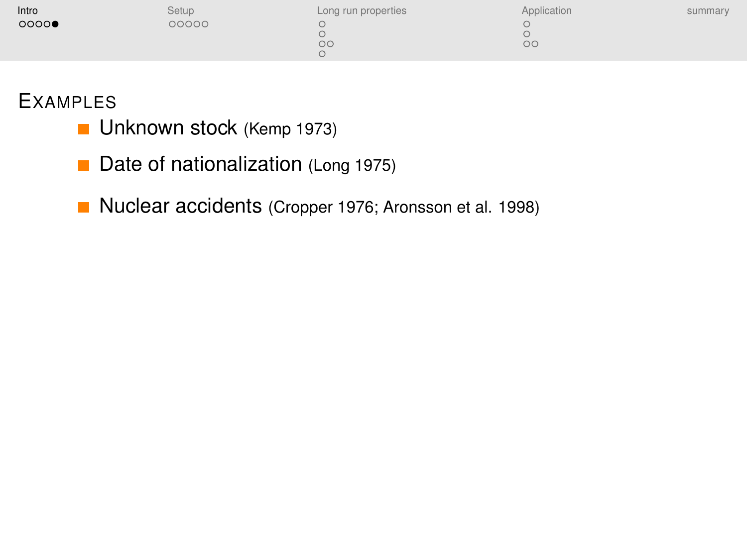## Examples

- Unknown stock (Kemp 1973)
- Date of nationalization (Long 1975)
- Nuclear accidents (Cropper 1976; Aronsson et al. 1998)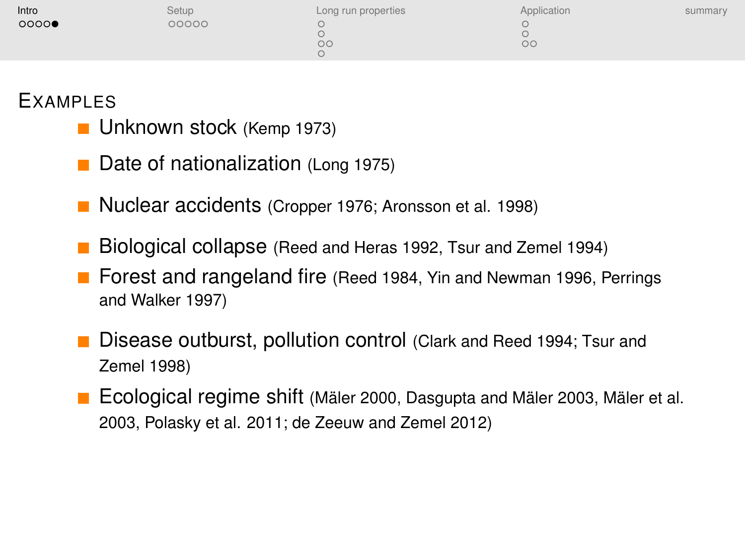## Examples

- Unknown stock (Kemp 1973)
- Date of nationalization (Long 1975)
- Nuclear accidents (Cropper 1976; Aronsson et al. 1998)
- Biological collapse (Reed and Heras 1992, Tsur and Zemel 1994)
- Forest and rangeland fire (Reed 1984, Yin and Newman 1996, Perrings and Walker 1997)
- Disease outburst, pollution control (Clark and Reed 1994; Tsur and Zemel 1998)
- Ecological regime shift (Mäler 2000, Dasgupta and Mäler 2003, Mäler et al. 2003, Polasky et al. 2011; de Zeeuw and Zemel 2012)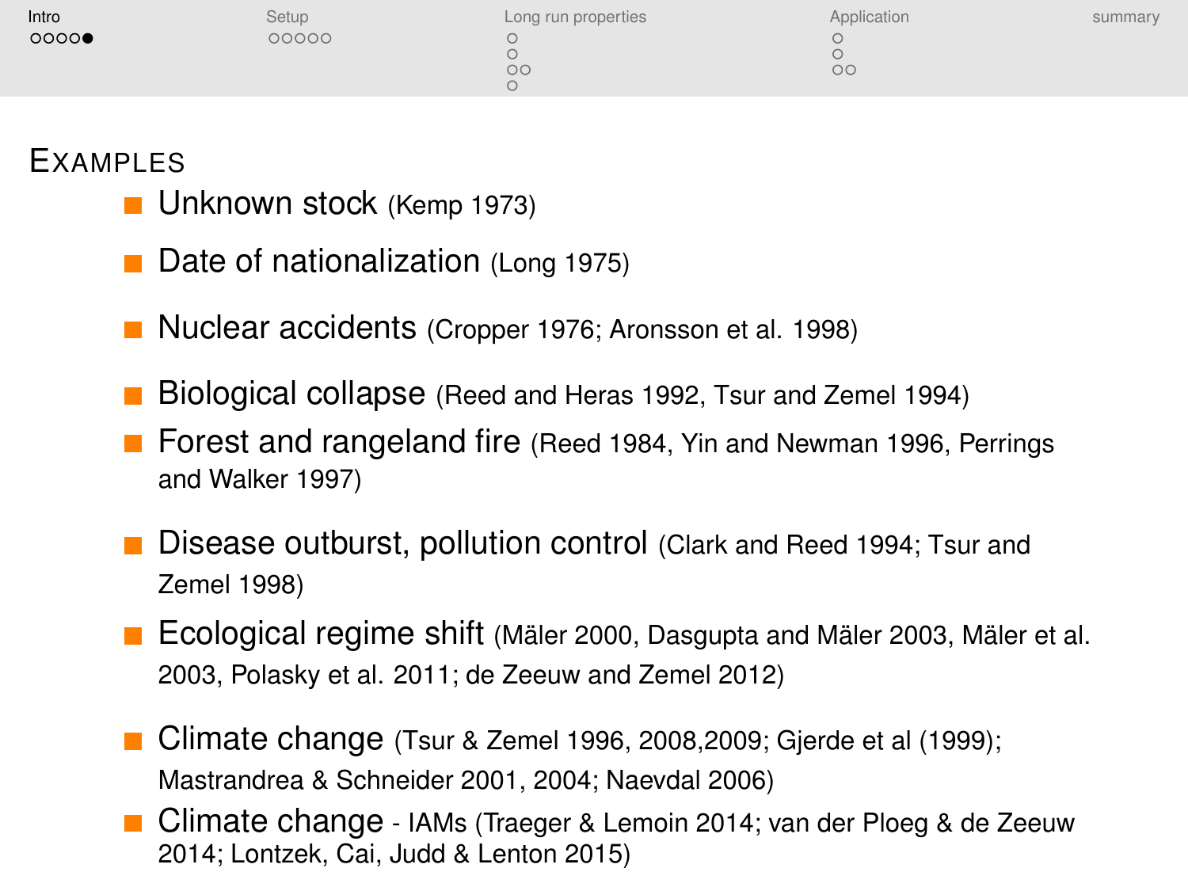## Examples

- Unknown stock (Kemp 1973)
- Date of nationalization (Long 1975)
- Nuclear accidents (Cropper 1976; Aronsson et al. 1998)
- Biological collapse (Reed and Heras 1992, Tsur and Zemel 1994)
- Forest and rangeland fire (Reed 1984, Yin and Newman 1996, Perrings and Walker 1997)
- Disease outburst, pollution control (Clark and Reed 1994; Tsur and Zemel 1998)
- Ecological regime shift (Mäler 2000, Dasgupta and Mäler 2003, Mäler et al. 2003, Polasky et al. 2011; de Zeeuw and Zemel 2012)
- Climate change (Tsur & Zemel 1996, 2008,2009; Gjerde et al (1999); Mastrandrea & Schneider 2001, 2004; Naevdal 2006)
- Climate change - IAMs (Traeger & Lemoin 2014; van der Ploeg & de Zeeuw 2014; Lontzek, Cai, Judd & Lenton 2015)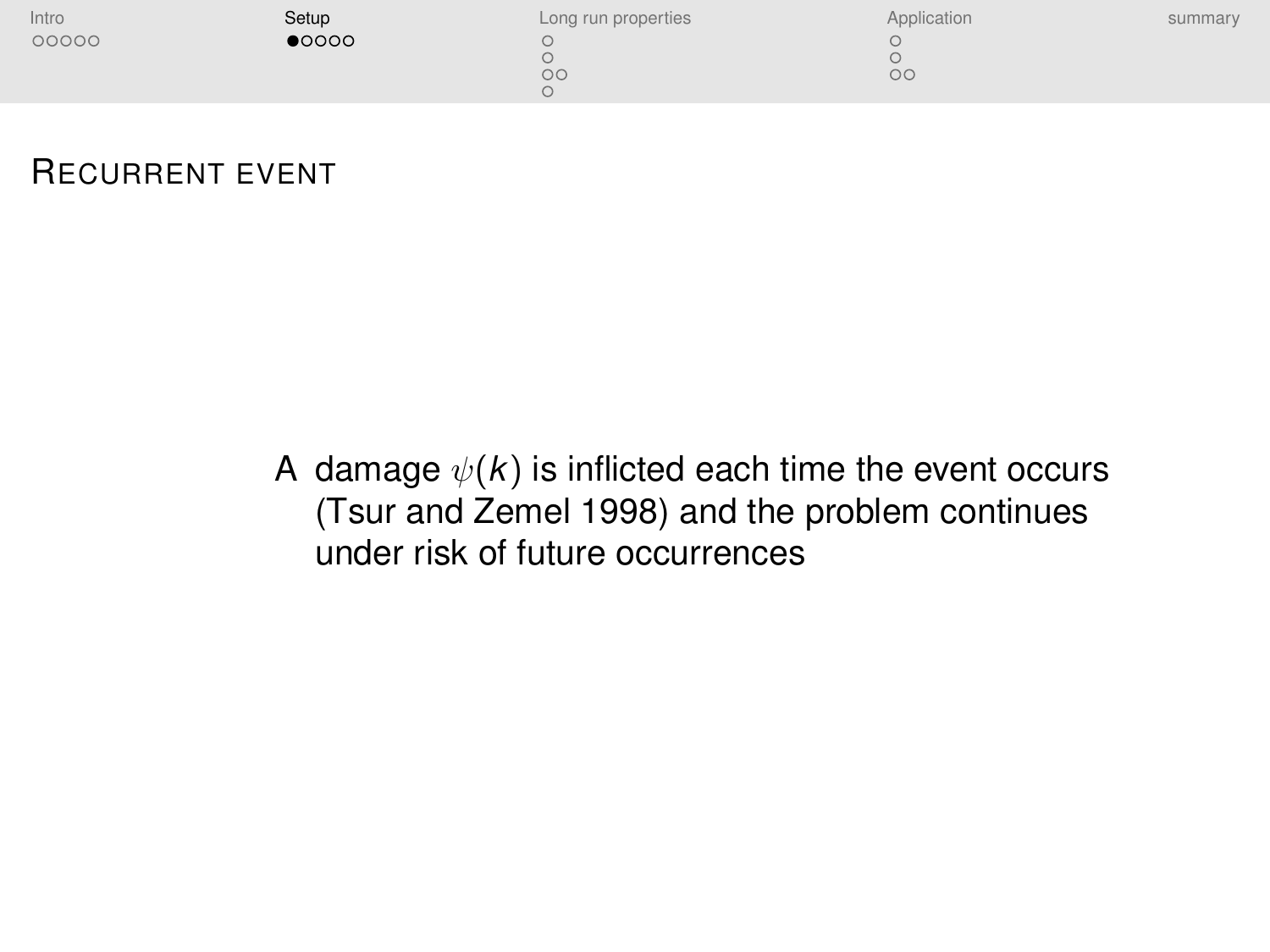## Recurrent event

A damage $\psi(k)$ is inflicted each time the event occurs (Tsur and Zemel 1998) and the problem continues under risk of future occurrences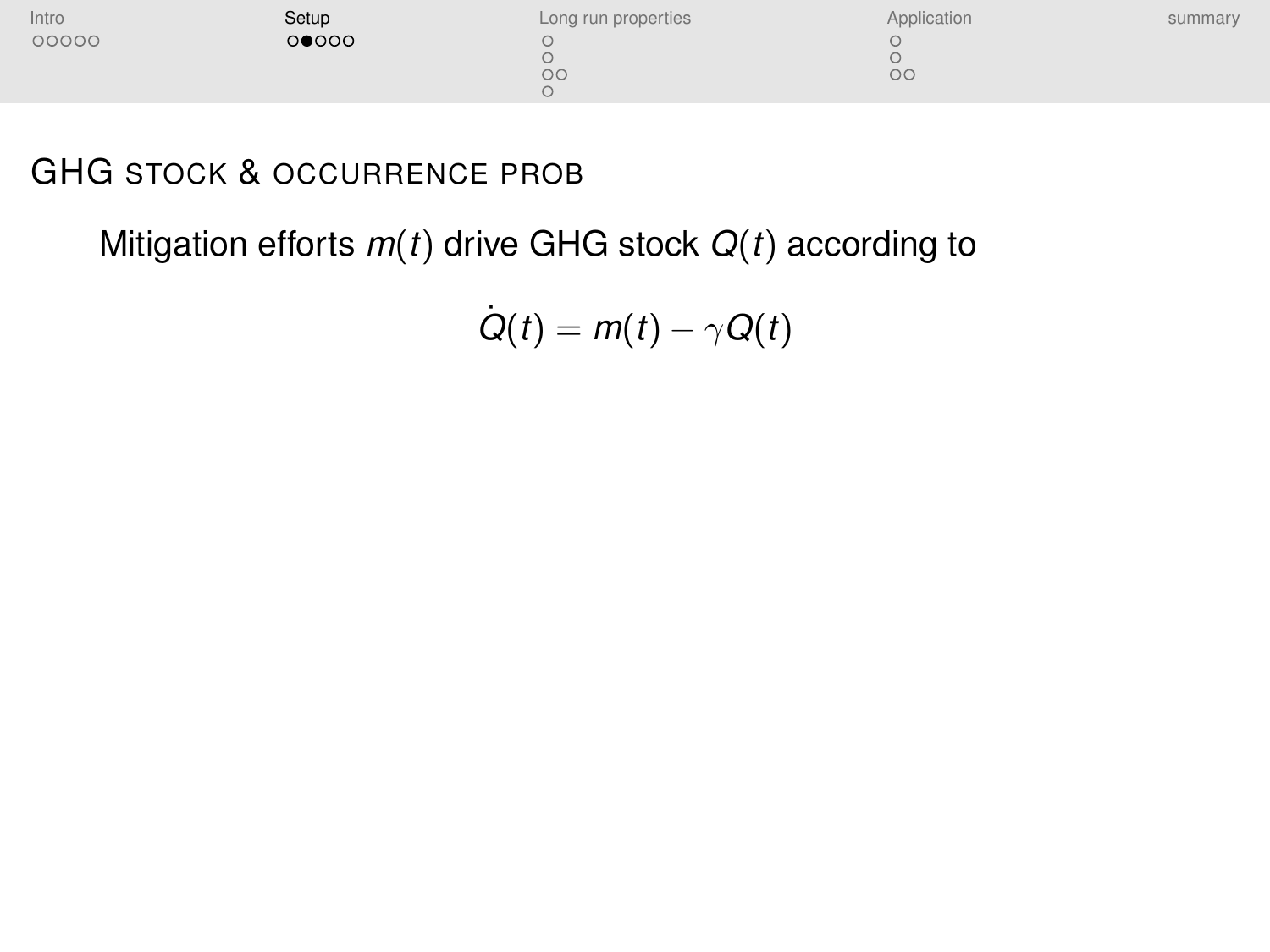## GHG stock & occurrence prob

Mitigation efforts $m(t)$ drive GHG stock $Q(t)$ according to

$$\dot{Q}(t) = m(t) - \gamma Q(t)$$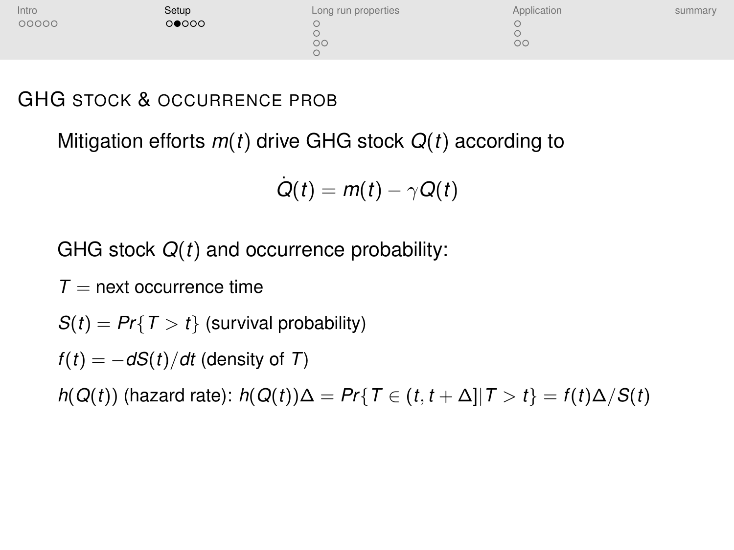## GHG stock & occurrence prob

Mitigation efforts $m(t)$ drive GHG stock $Q(t)$ according to

$$\dot{Q}(t) = m(t) - \gamma Q(t)$$

GHG stock $Q(t)$ and occurrence probability:

$T =$ next occurrence time

$S(t) = Pr\{T > t\}$ (survival probability)

$f(t) = -dS(t)/dt$ (density of $T$)

$h(Q(t))$ (hazard rate): $h(Q(t))\Delta = Pr\{T \in (t, t + \Delta] | T > t\} = f(t)\Delta/S(t)$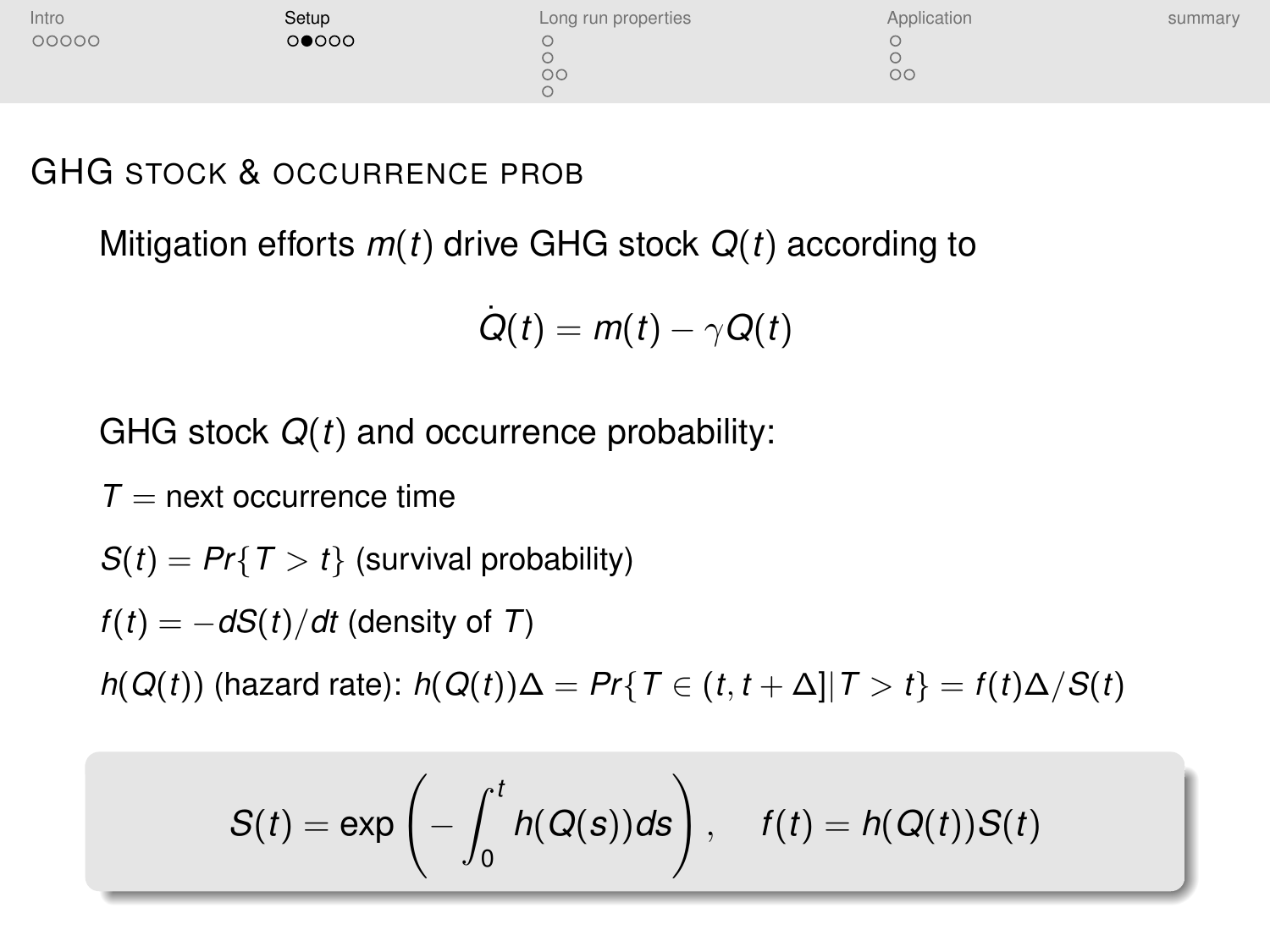## GHG stock & occurrence prob

Mitigation efforts $m(t)$ drive GHG stock $Q(t)$ according to

$$\dot{Q}(t) = m(t) - \gamma Q(t)$$

GHG stock $Q(t)$ and occurrence probability:

$T =$ next occurrence time

$S(t) = Pr\{T > t\}$ (survival probability)

$f(t) = -dS(t)/dt$ (density of $T$)

$h(Q(t))$ (hazard rate): $h(Q(t))\Delta = Pr\{T \in (t, t+\Delta] | T > t\} = f(t)\Delta / S(t)$

$$S(t) = \exp\left(-\int_0^t h(Q(s))ds\right), \quad f(t) = h(Q(t))S(t)$$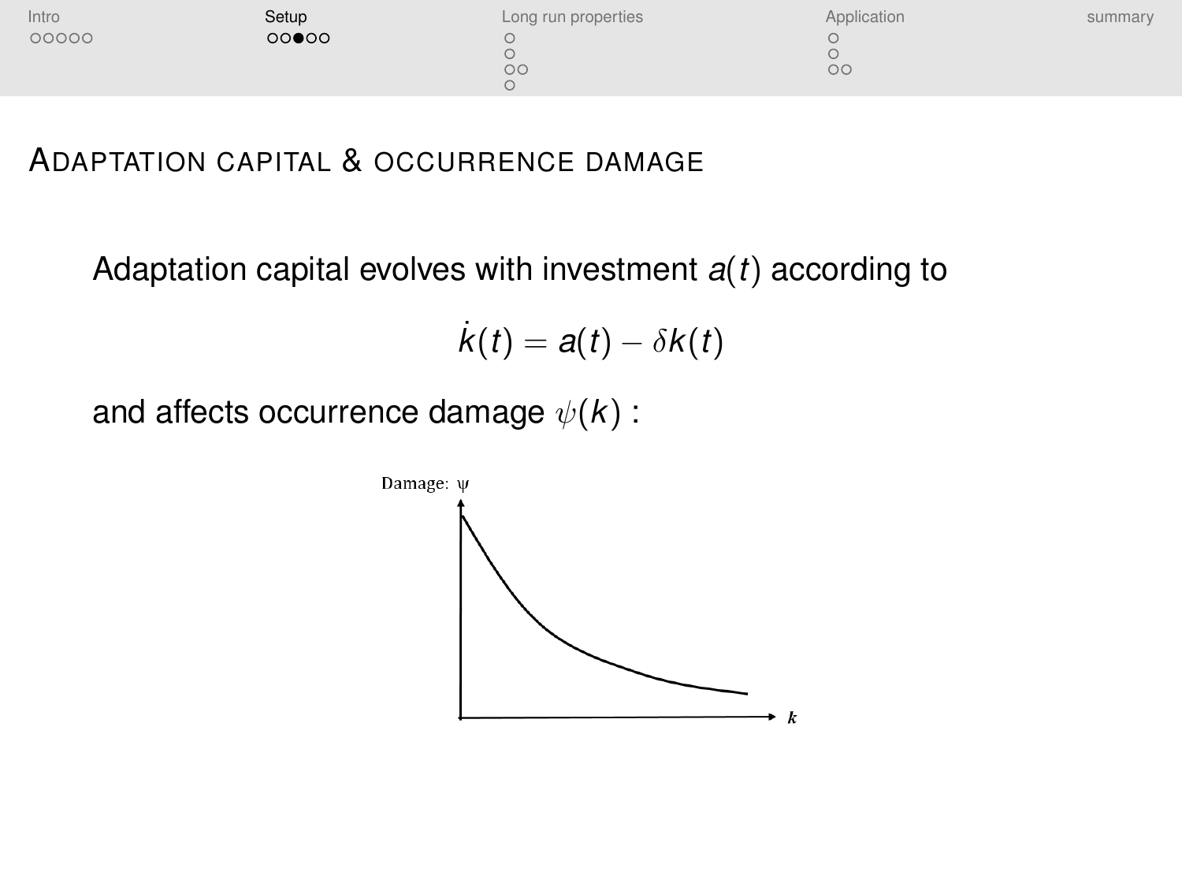## ADAPTATION CAPITAL & OCCURRENCE DAMAGE

Adaptation capital evolves with investment $a(t)$ according to

$$\dot{k}(t) = a(t) - \delta k(t)$$

and affects occurrence damage $\psi(k)$ :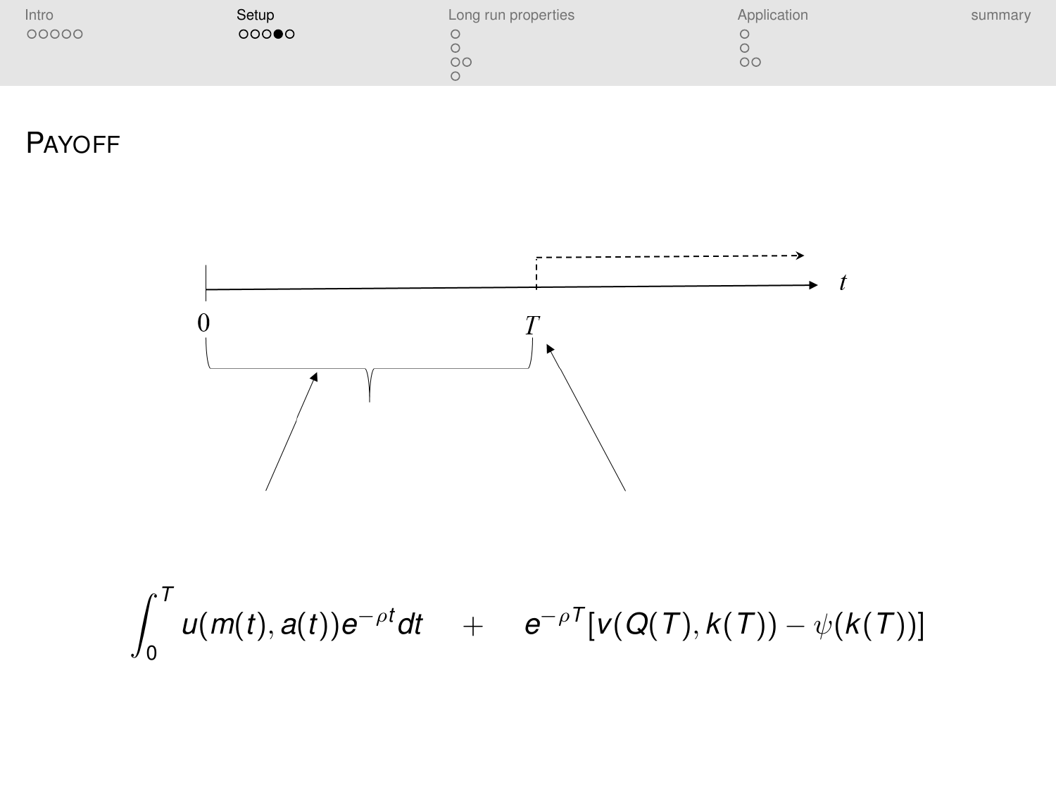# Payoff

$$\int_0^T u(m(t), a(t)) e^{-\rho t} dt \quad + \quad e^{-\rho T}[v(Q(T), k(T)) - \psi(k(T))]$$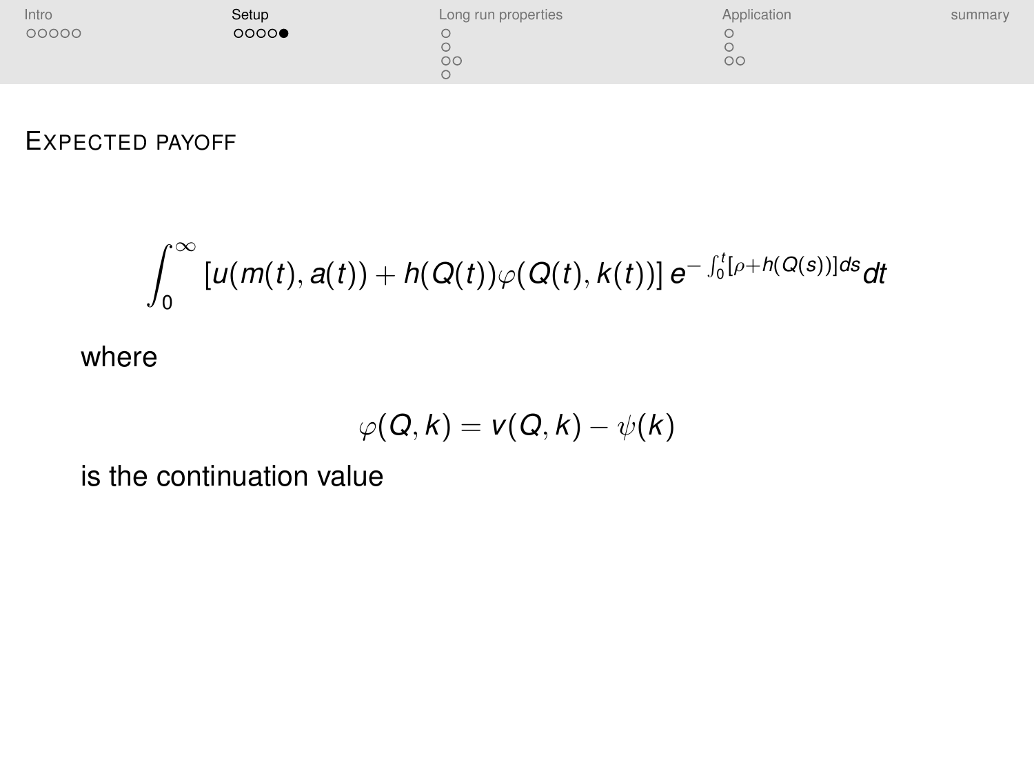## Expected payoff

$$\int_0^\infty \left[u(m(t), a(t)) + h(Q(t))\varphi(Q(t), k(t))\right] e^{-\int_0^t [\rho + h(Q(s))]ds} dt$$

where

$$\varphi(Q, k) = v(Q, k) - \psi(k)$$

is the continuation value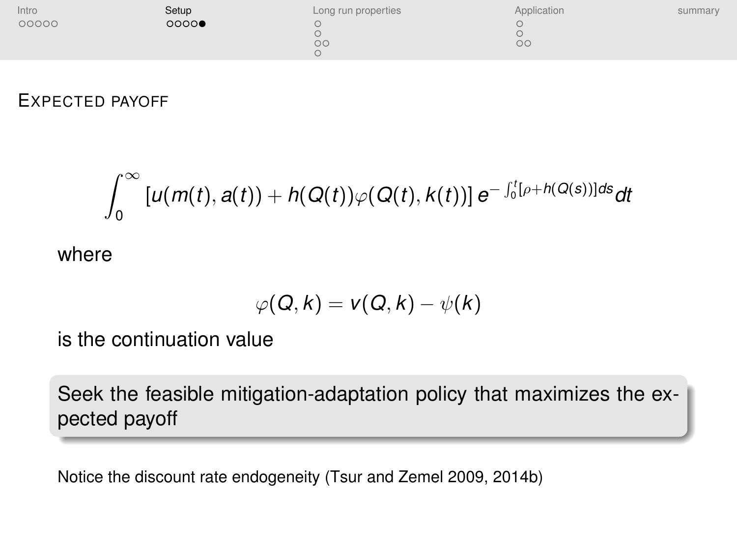## Expected payoff

$$\int_0^\infty \left[u(m(t), a(t)) + h(Q(t))\varphi(Q(t), k(t))\right] e^{-\int_0^t [\rho + h(Q(s))]ds} dt$$

where

$$\varphi(Q, k) = v(Q, k) - \psi(k)$$

is the continuation value

> Seek the feasible mitigation-adaptation policy that maximizes the expected payoff

Notice the discount rate endogeneity (Tsur and Zemel 2009, 2014b)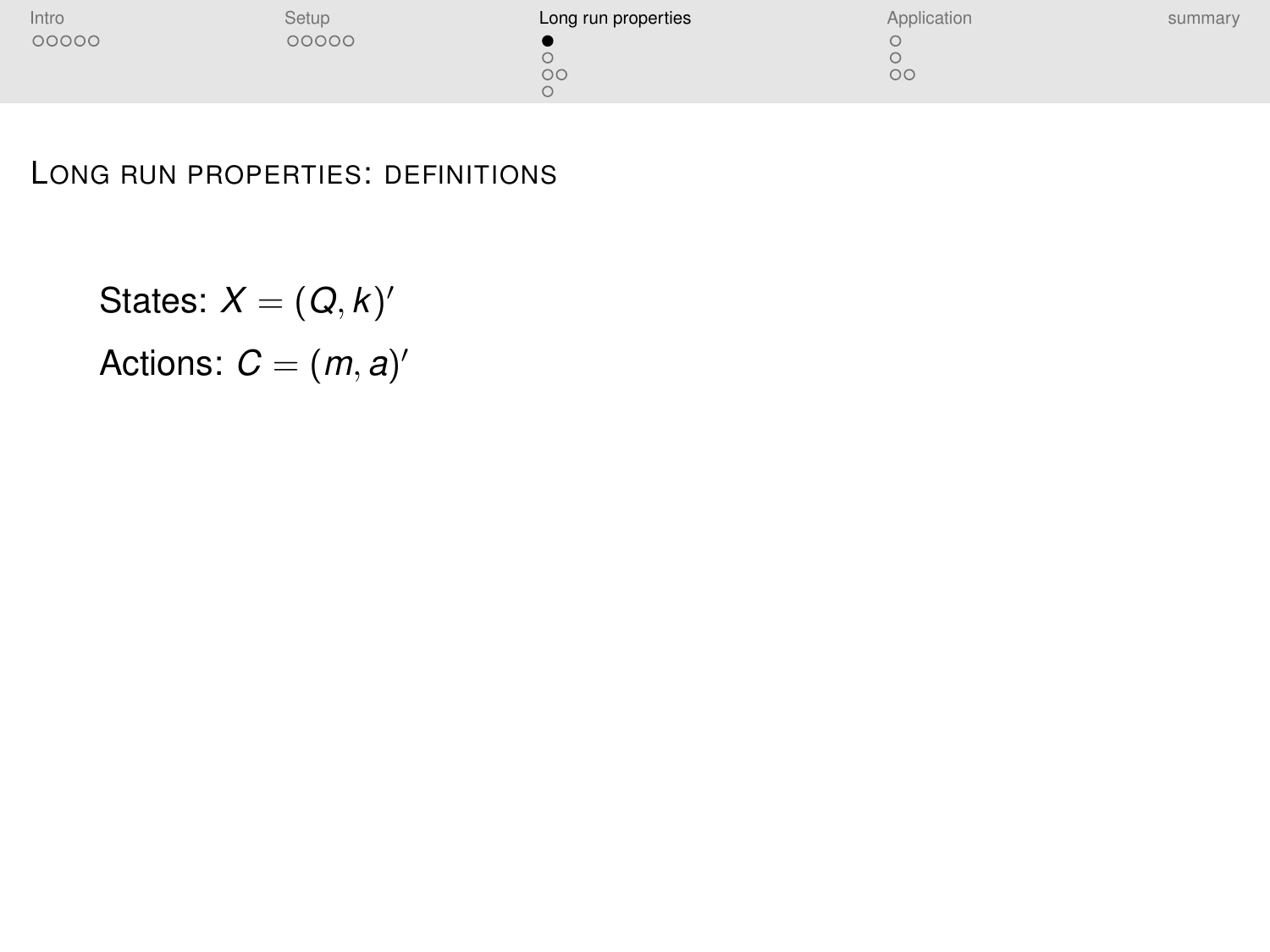## Long run properties: definitions

States: $X = (Q, k)'$

Actions: $C = (m, a)'$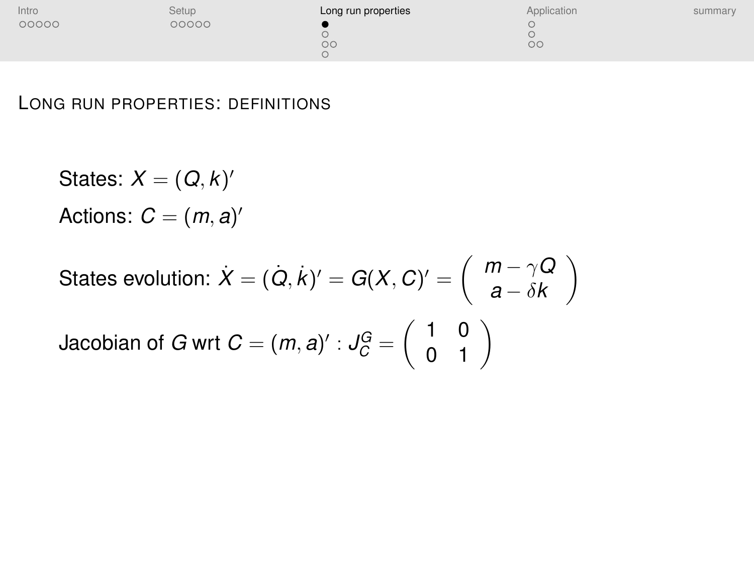## Long run properties: definitions

States: $X = (Q, k)'$

Actions: $C = (m, a)'$

States evolution: $\dot{X} = (\dot{Q}, \dot{k})' = G(X, C)' = \begin{pmatrix} m - \gamma Q \\ a - \delta k \end{pmatrix}$

Jacobian of $G$ wrt $C = (m, a)' : J_C^G = \begin{pmatrix} 1 & 0 \\ 0 & 1 \end{pmatrix}$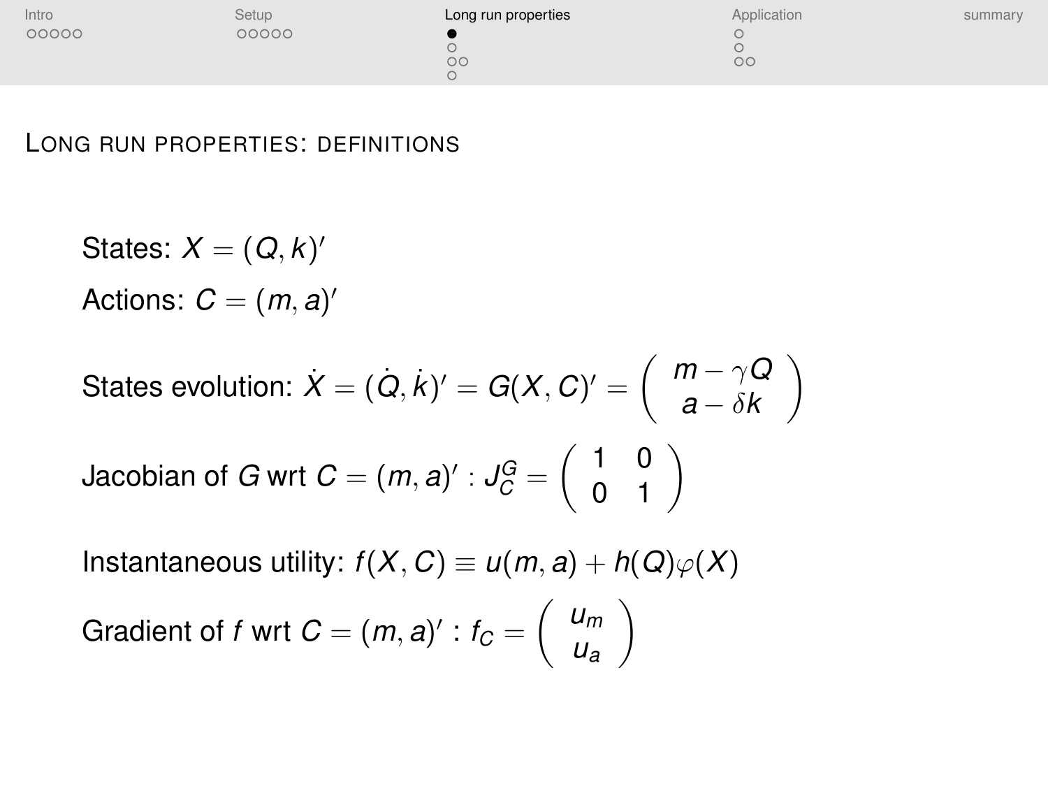## Long run properties: definitions

States: $X = (Q, k)'$

Actions: $C = (m, a)'$

States evolution: $\dot{X} = (\dot{Q}, \dot{k})' = G(X, C)' = \begin{pmatrix} m - \gamma Q \\ a - \delta k \end{pmatrix}$

Jacobian of $G$ wrt $C = (m, a)'$ : $J_C^G = \begin{pmatrix} 1 & 0 \\ 0 & 1 \end{pmatrix}$

Instantaneous utility: $f(X, C) \equiv u(m, a) + h(Q)\varphi(X)$

Gradient of $f$ wrt $C = (m, a)'$ : $f_C = \begin{pmatrix} u_m \\ u_a \end{pmatrix}$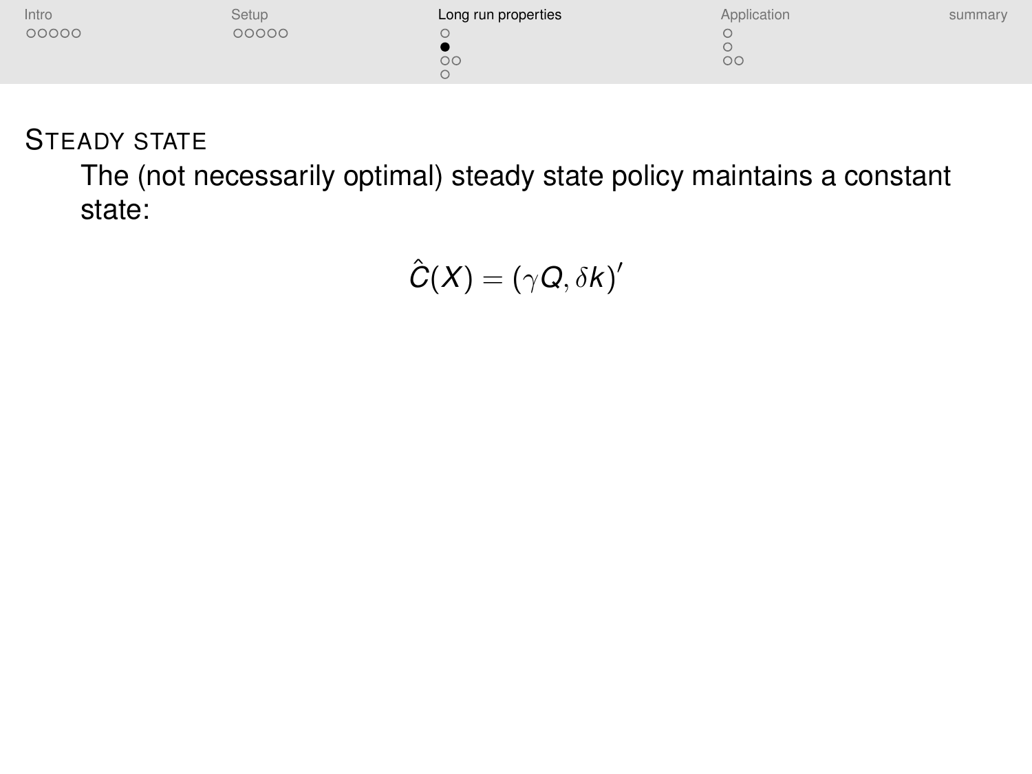## Steady state

The (not necessarily optimal) steady state policy maintains a constant state:

$$\hat{C}(X) = (\gamma Q, \delta k)'$$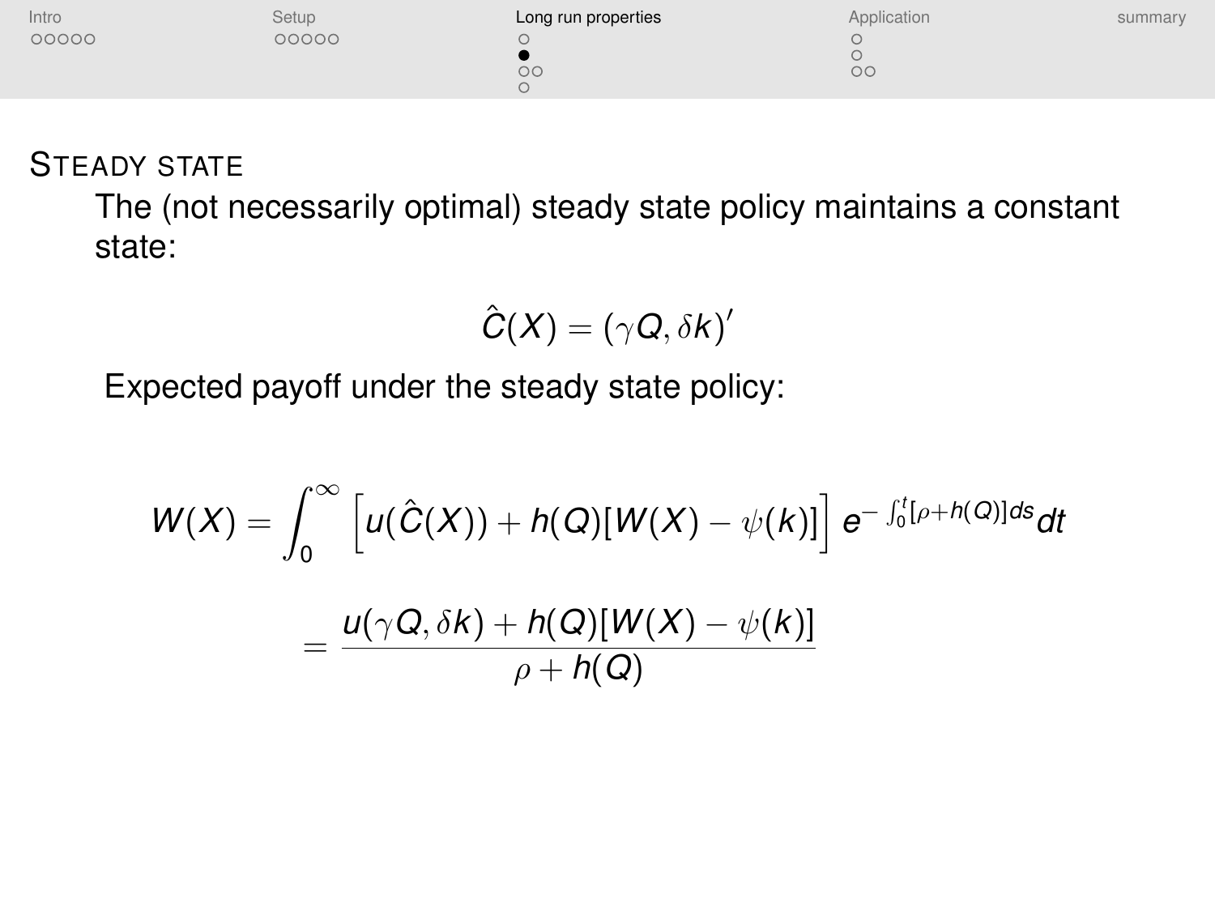## Steady state

The (not necessarily optimal) steady state policy maintains a constant state:

$$\hat{C}(X) = (\gamma Q, \delta k)'$$

Expected payoff under the steady state policy:

$$W(X) = \int_0^\infty \left[ u(\hat{C}(X)) + h(Q)[W(X) - \psi(k)] \right] e^{-\int_0^t [\rho + h(Q)] ds} dt$$

$$= \frac{u(\gamma Q, \delta k) + h(Q)[W(X) - \psi(k)]}{\rho + h(Q)}$$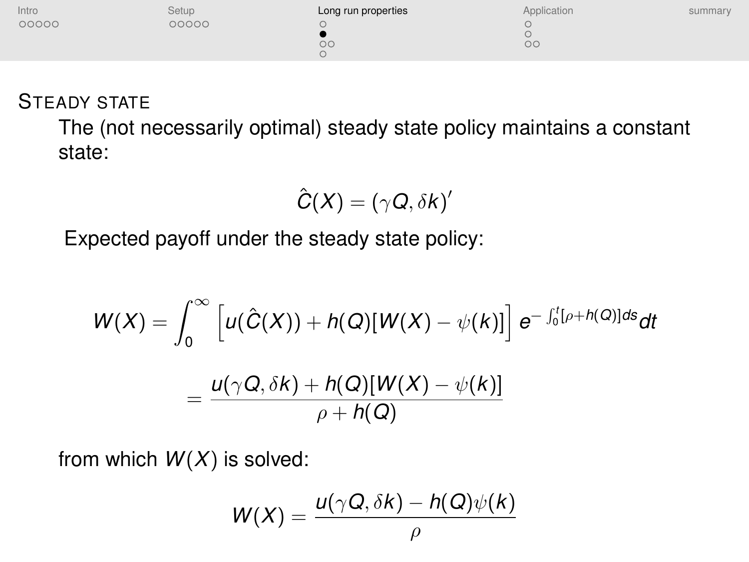## Steady state

The (not necessarily optimal) steady state policy maintains a constant state:

$$\hat{C}(X) = (\gamma Q, \delta k)'$$

Expected payoff under the steady state policy:

$$W(X) = \int_0^\infty \left[ u(\hat{C}(X)) + h(Q)[W(X) - \psi(k)] \right] e^{-\int_0^t [\rho + h(Q)] ds} dt$$

$$= \frac{u(\gamma Q, \delta k) + h(Q)[W(X) - \psi(k)]}{\rho + h(Q)}$$

from which $W(X)$ is solved:

$$W(X) = \frac{u(\gamma Q, \delta k) - h(Q)\psi(k)}{\rho}$$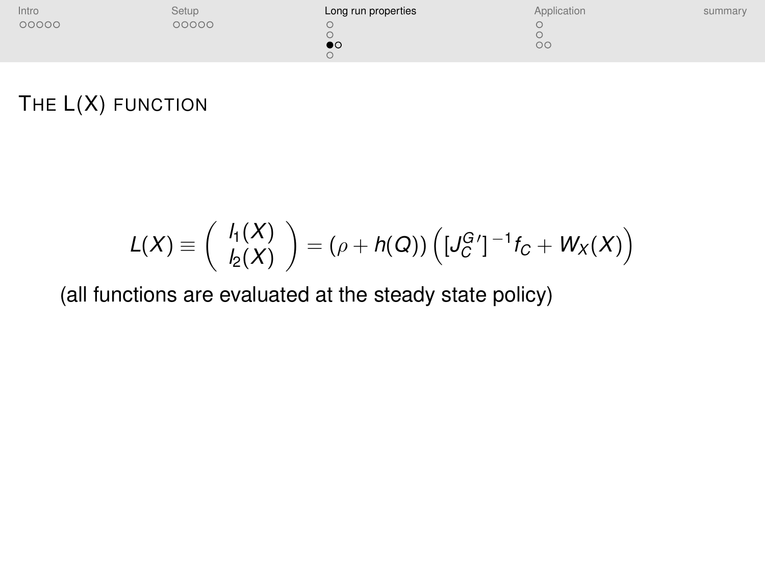# The L(X) function

$$L(X) \equiv \begin{pmatrix} l_1(X) \\ l_2(X) \end{pmatrix} = (\rho + h(Q)) \left( [J_C^{G\prime}]^{-1} f_C + W_X(X) \right)$$

(all functions are evaluated at the steady state policy)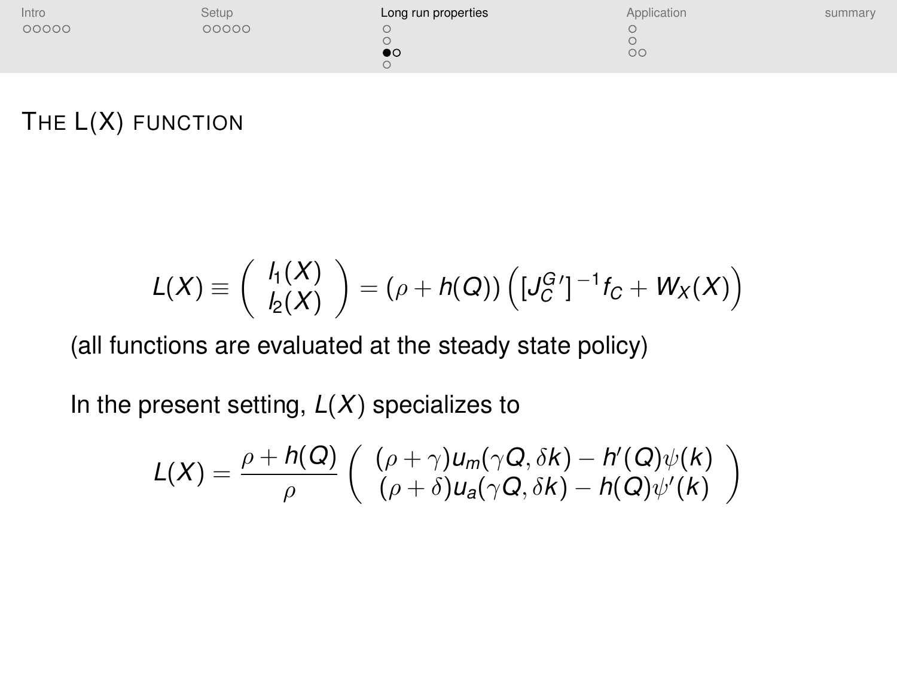## The L(X) function

$$L(X) \equiv \begin{pmatrix} l_1(X) \\ l_2(X) \end{pmatrix} = (\rho + h(Q)) \left( [J_C^{G\prime}]^{-1} f_C + W_X(X) \right)$$

(all functions are evaluated at the steady state policy)

In the present setting, $L(X)$ specializes to

$$L(X) = \frac{\rho + h(Q)}{\rho} \begin{pmatrix} (\rho + \gamma) u_m(\gamma Q, \delta k) - h'(Q)\psi(k) \\ (\rho + \delta) u_a(\gamma Q, \delta k) - h(Q)\psi'(k) \end{pmatrix}$$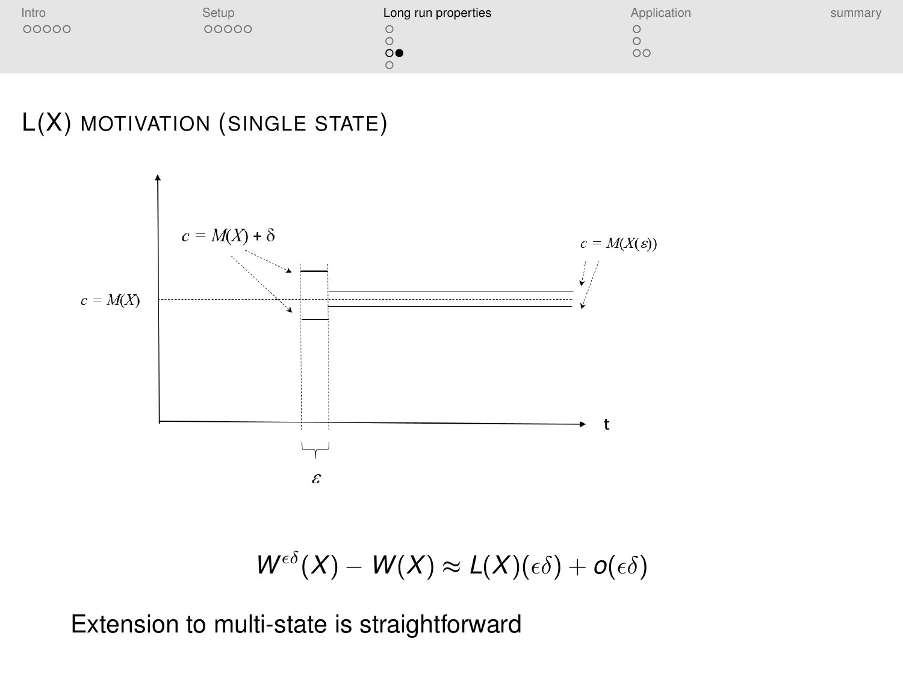## L(X) MOTIVATION (SINGLE STATE)

$$W^{\epsilon\delta}(X) - W(X) \approx L(X)(\epsilon\delta) + o(\epsilon\delta)$$

Extension to multi-state is straightforward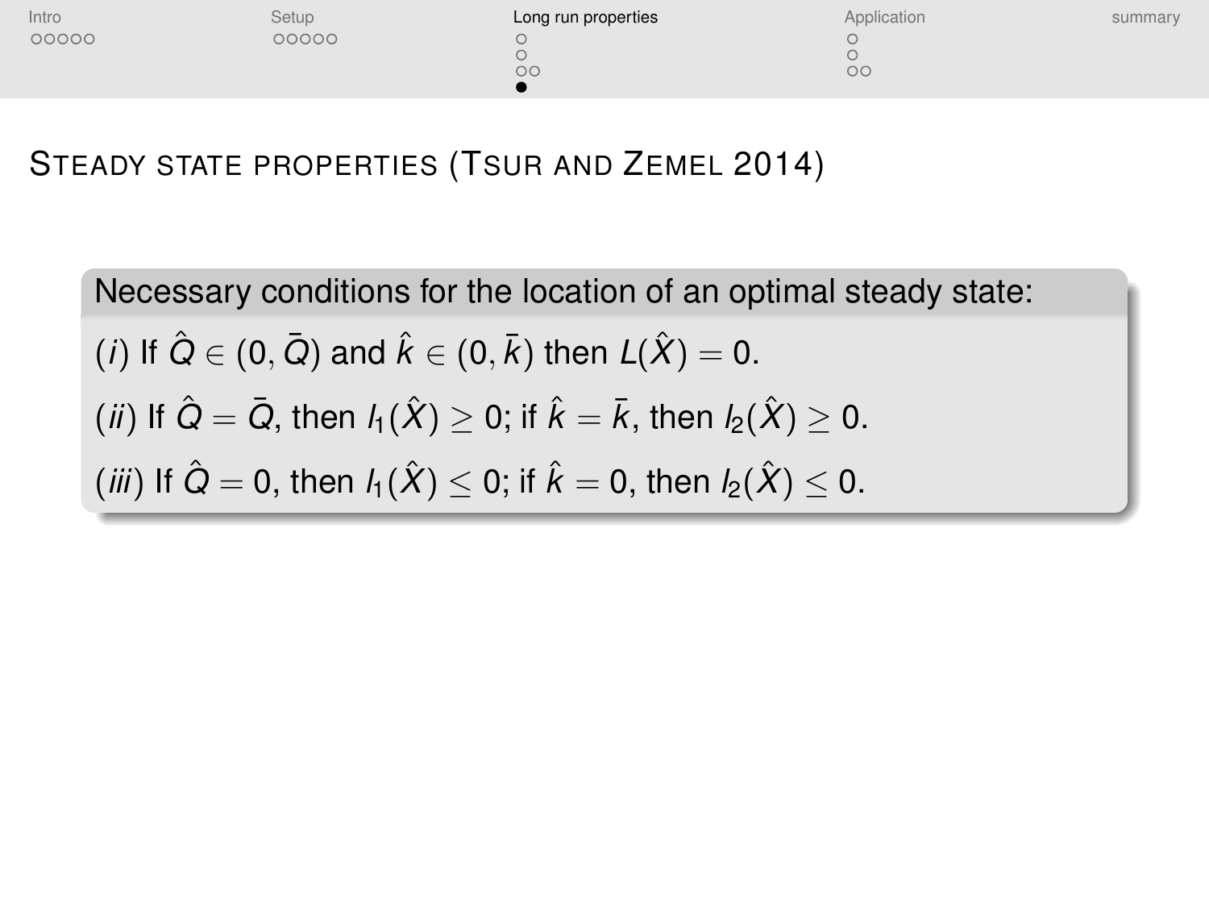## Steady state properties (Tsur and Zemel 2014)

**Necessary conditions for the location of an optimal steady state:**

($i$) If $\hat{Q} \in (0, \bar{Q})$ and $\hat{k} \in (0, \bar{k})$ then $L(\hat{X}) = 0$.

($ii$) If $\hat{Q} = \bar{Q}$, then $l_1(\hat{X}) \geq 0$; if $\hat{k} = \bar{k}$, then $l_2(\hat{X}) \geq 0$.

($iii$) If $\hat{Q} = 0$, then $l_1(\hat{X}) \leq 0$; if $\hat{k} = 0$, then $l_2(\hat{X}) \leq 0$.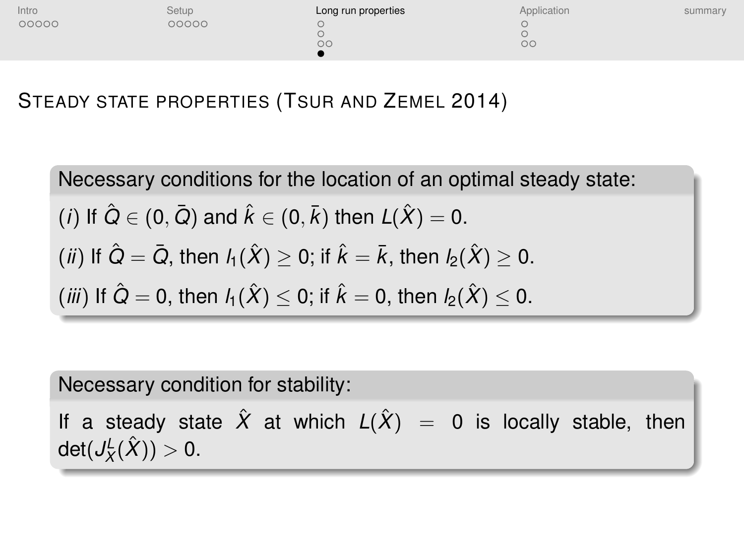## Steady state properties (Tsur and Zemel 2014)

**Necessary conditions for the location of an optimal steady state:**

($i$) If $\hat{Q} \in (0, \bar{Q})$ and $\hat{k} \in (0, \bar{k})$ then $L(\hat{X}) = 0$.

($ii$) If $\hat{Q} = \bar{Q}$, then $l_1(\hat{X}) \geq 0$; if $\hat{k} = \bar{k}$, then $l_2(\hat{X}) \geq 0$.

($iii$) If $\hat{Q} = 0$, then $l_1(\hat{X}) \leq 0$; if $\hat{k} = 0$, then $l_2(\hat{X}) \leq 0$.

**Necessary condition for stability:**

If a steady state $\hat{X}$ at which $L(\hat{X}) = 0$ is locally stable, then $\det(J_X^L(\hat{X})) > 0$.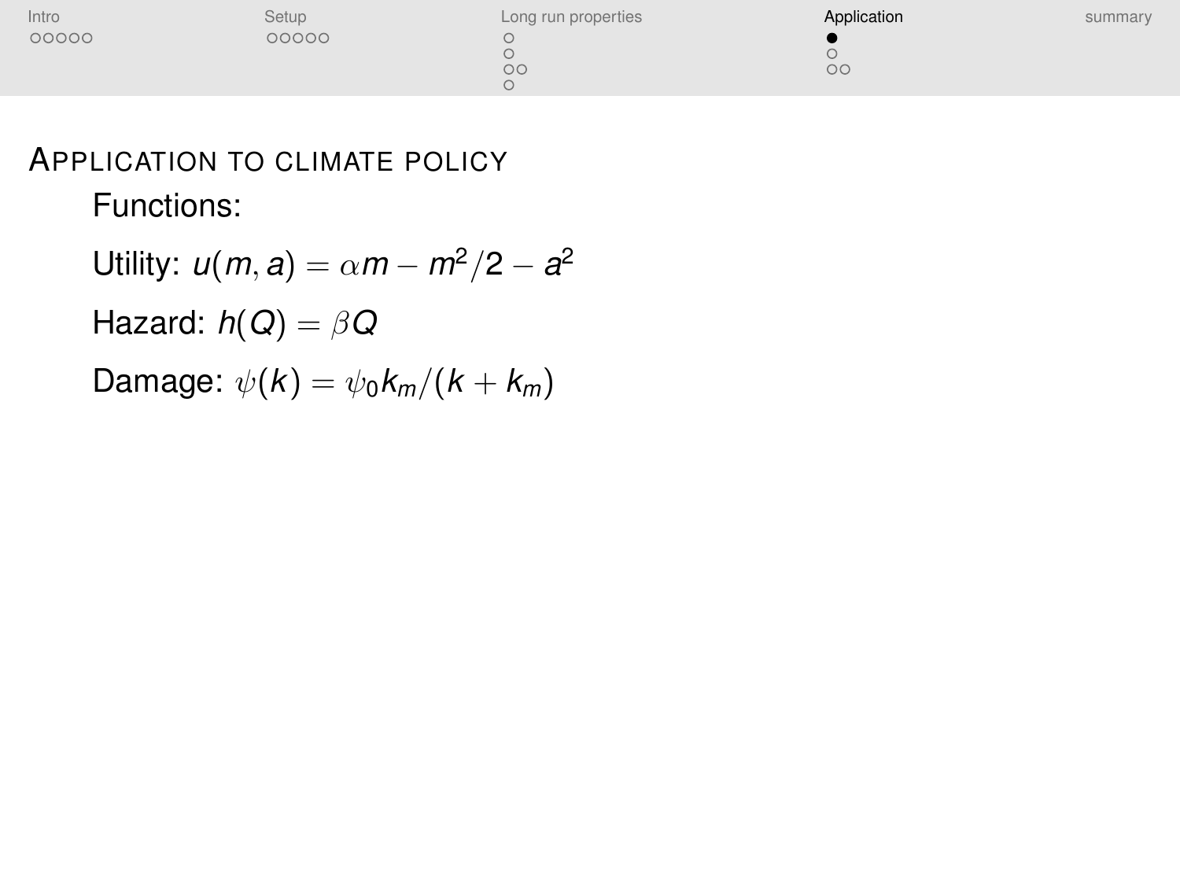## Application to climate policy

Functions:

Utility: $u(m, a) = \alpha m - m^2/2 - a^2$

Hazard: $h(Q) = \beta Q$

Damage: $\psi(k) = \psi_0 k_m/(k + k_m)$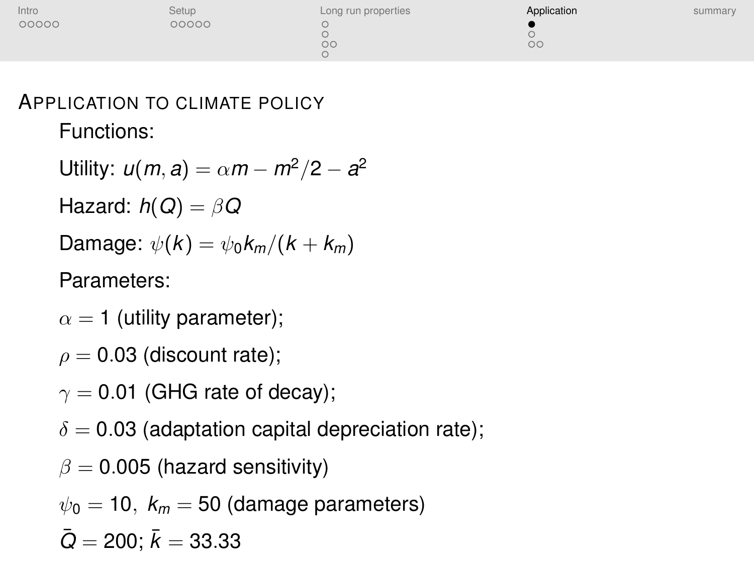## Application to climate policy

Functions:

Utility: $u(m, a) = \alpha m - m^2/2 - a^2$

Hazard: $h(Q) = \beta Q$

Damage: $\psi(k) = \psi_0 k_m/(k + k_m)$

Parameters:

$\alpha = 1$ (utility parameter);

$\rho = 0.03$ (discount rate);

$\gamma = 0.01$ (GHG rate of decay);

$\delta = 0.03$ (adaptation capital depreciation rate);

$\beta = 0.005$ (hazard sensitivity)

$\psi_0 = 10, \ k_m = 50$ (damage parameters)

$\bar{Q} = 200$; $\bar{k} = 33.33$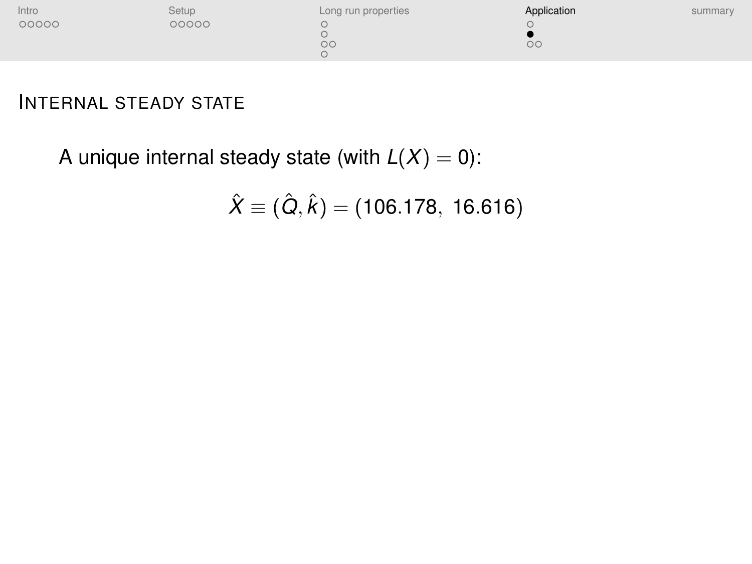## Internal steady state

A unique internal steady state (with $L(X) = 0$):

$$\hat{X} \equiv (\hat{Q}, \hat{k}) = (106.178,\ 16.616)$$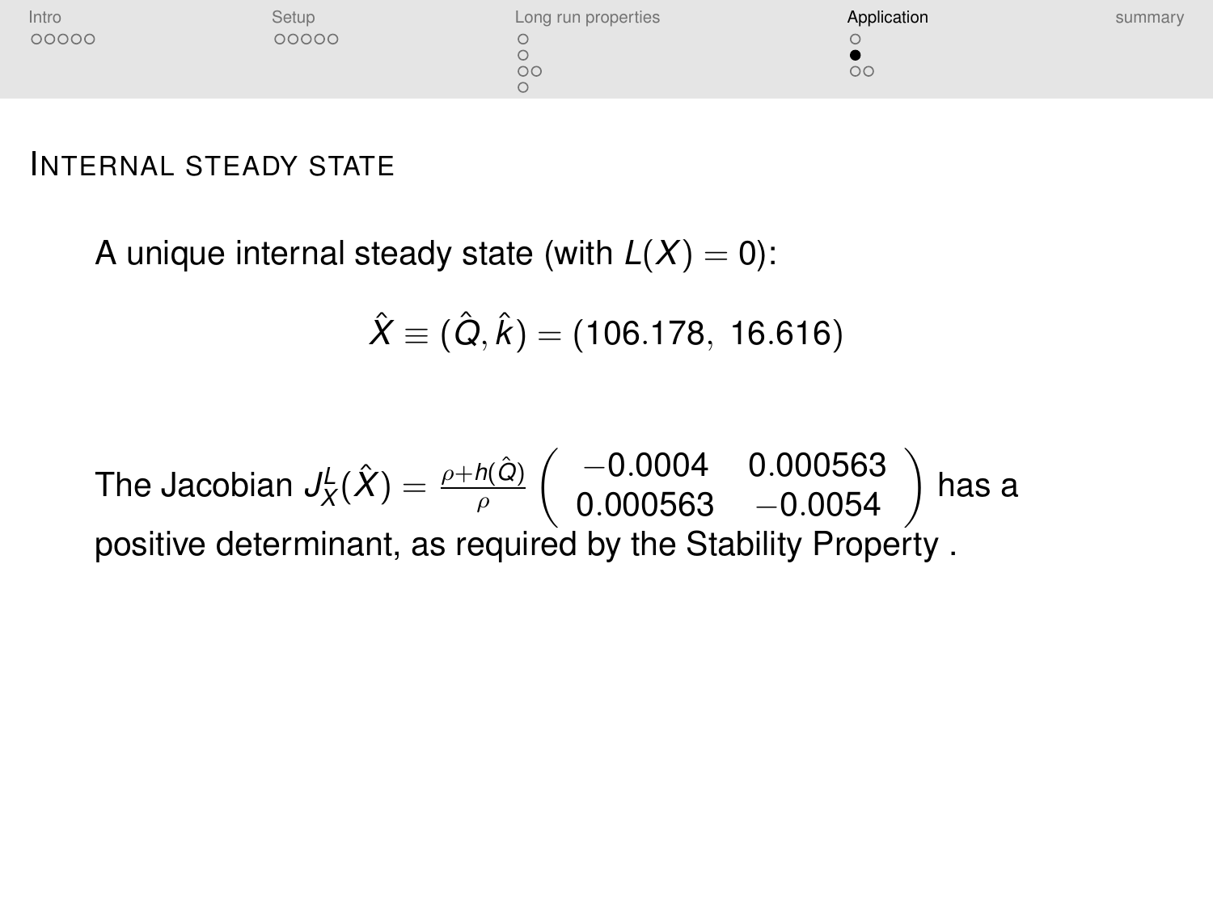## Internal steady state

A unique internal steady state (with $L(X) = 0$):

$$\hat{X} \equiv (\hat{Q}, \hat{k}) = (106.178,\ 16.616)$$

The Jacobian $J_X^L(\hat{X}) = \frac{\rho + h(\hat{Q})}{\rho} \begin{pmatrix} -0.0004 & 0.000563 \\ 0.000563 & -0.0054 \end{pmatrix}$ has a positive determinant, as required by the Stability Property .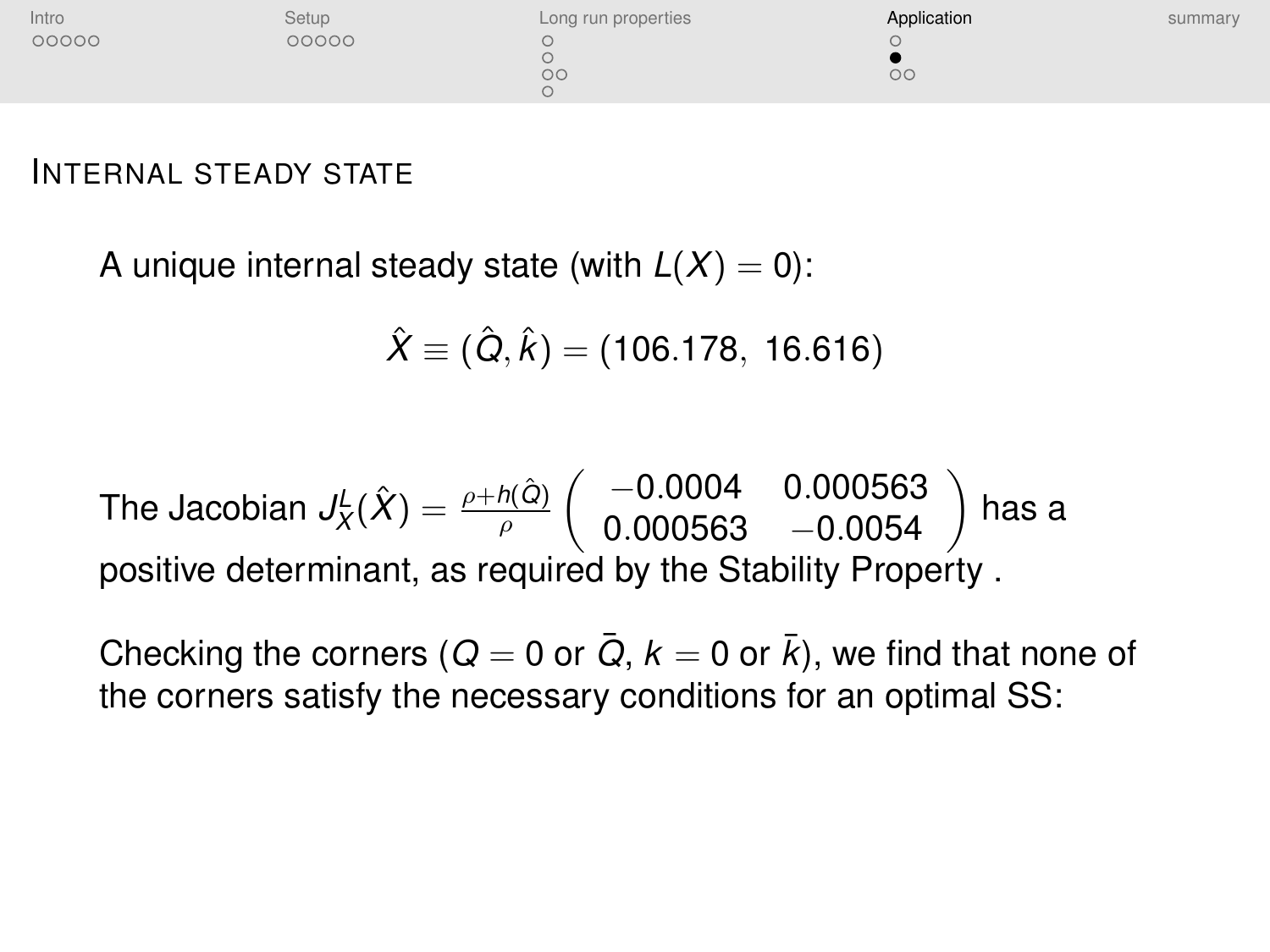## INTERNAL STEADY STATE

A unique internal steady state (with $L(X) = 0$):

$$\hat{X} \equiv (\hat{Q}, \hat{k}) = (106.178,\ 16.616)$$

The Jacobian $J_X^L(\hat{X}) = \frac{\rho + h(\hat{Q})}{\rho} \begin{pmatrix} -0.0004 & 0.000563 \\ 0.000563 & -0.0054 \end{pmatrix}$ has a positive determinant, as required by the Stability Property .

Checking the corners ($Q = 0$ or $\bar{Q}$, $k = 0$ or $\bar{k}$), we find that none of the corners satisfy the necessary conditions for an optimal SS: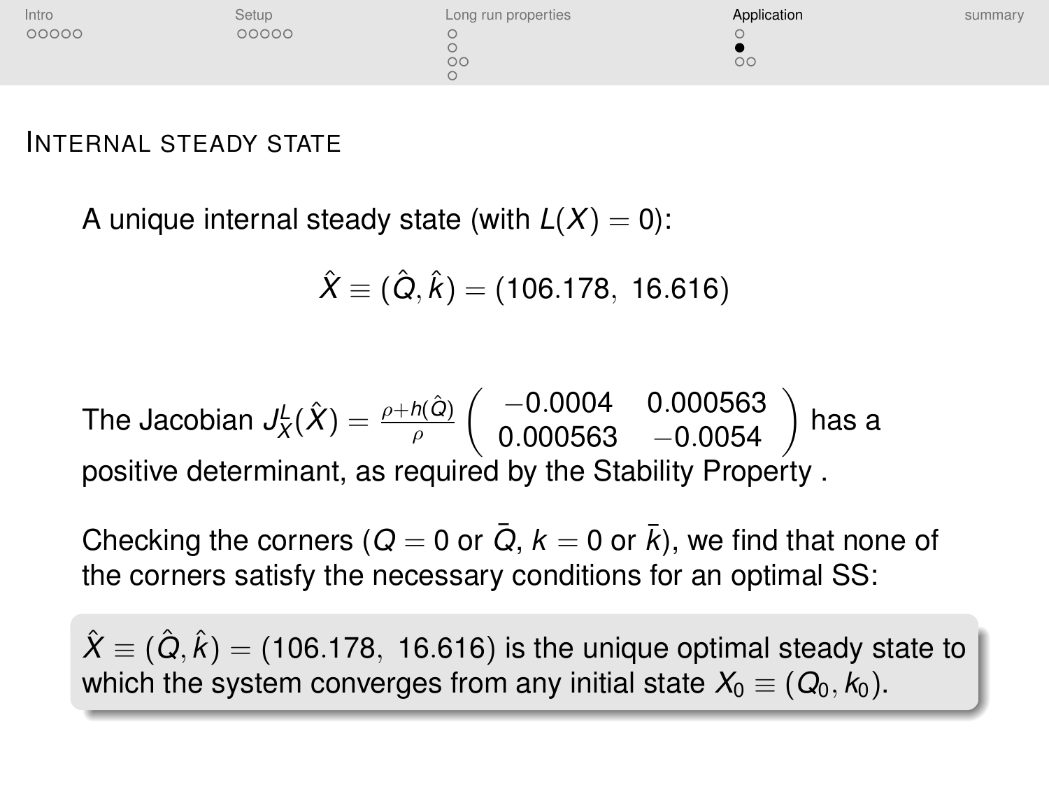## Internal steady state

A unique internal steady state (with $L(X) = 0$):

$$\hat{X} \equiv (\hat{Q}, \hat{k}) = (106.178,\ 16.616)$$

The Jacobian $J_X^L(\hat{X}) = \frac{\rho + h(\hat{Q})}{\rho} \begin{pmatrix} -0.0004 & 0.000563 \\ 0.000563 & -0.0054 \end{pmatrix}$ has a positive determinant, as required by the Stability Property .

Checking the corners ($Q = 0$ or $\bar{Q}$, $k = 0$ or $\bar{k}$), we find that none of the corners satisfy the necessary conditions for an optimal SS:

$\hat{X} \equiv (\hat{Q}, \hat{k}) = (106.178,\ 16.616)$ is the unique optimal steady state to which the system converges from any initial state $X_0 \equiv (Q_0, k_0)$.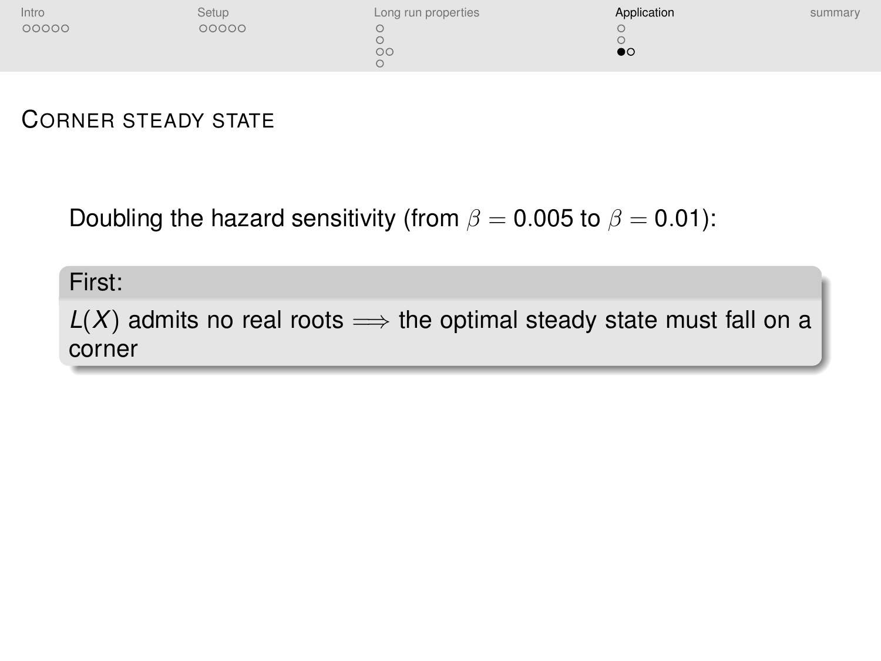## Corner steady state

Doubling the hazard sensitivity (from $\beta = 0.005$ to $\beta = 0.01$):

**First:**

$L(X)$ admits no real roots $\Longrightarrow$ the optimal steady state must fall on a corner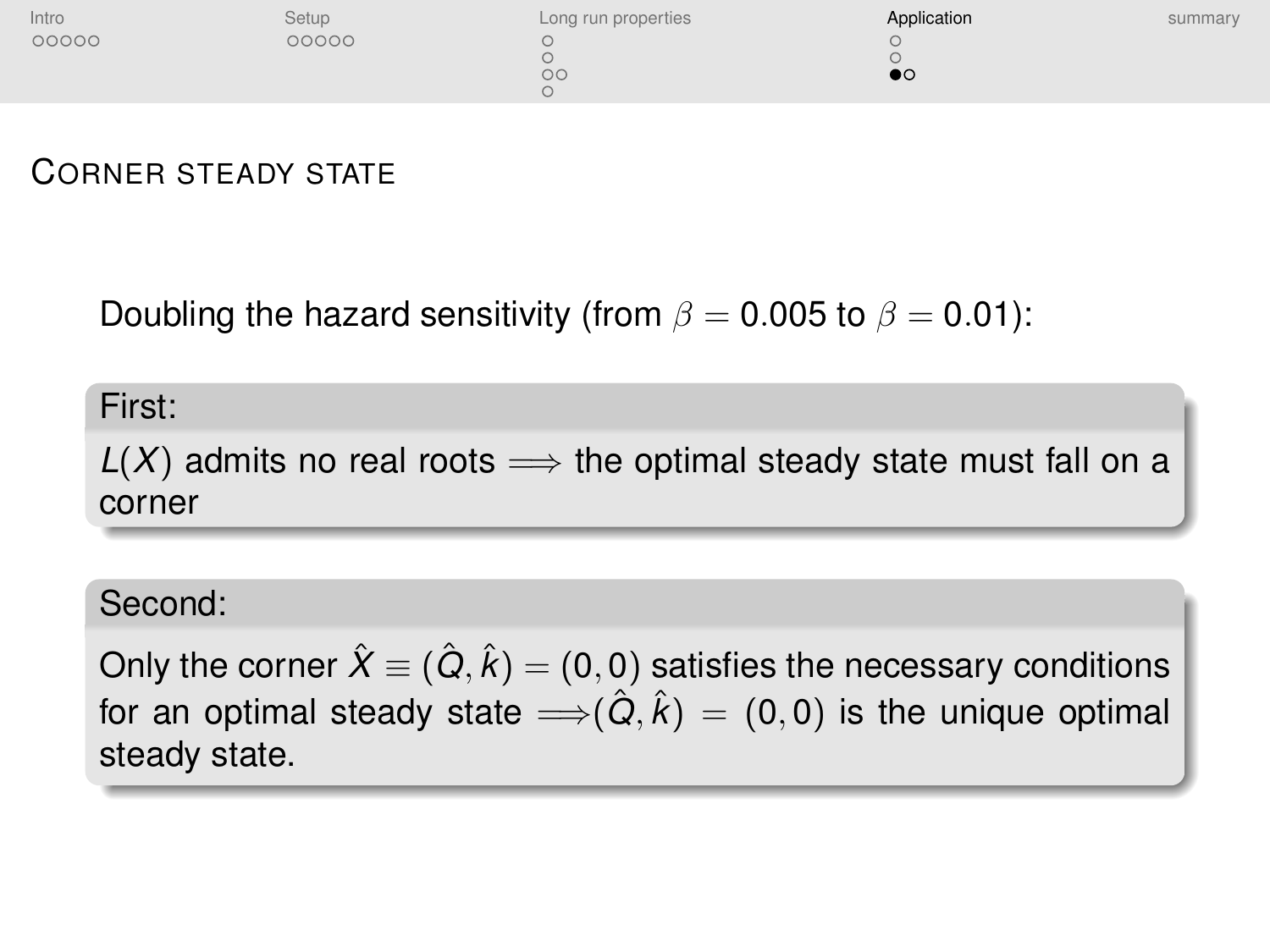## Corner steady state

Doubling the hazard sensitivity (from $\beta = 0.005$ to $\beta = 0.01$):

**First:**

$L(X)$ admits no real roots $\Longrightarrow$ the optimal steady state must fall on a corner

**Second:**

Only the corner $\hat{X} \equiv (\hat{Q}, \hat{k}) = (0, 0)$ satisfies the necessary conditions for an optimal steady state $\Longrightarrow (\hat{Q}, \hat{k}) = (0, 0)$ is the unique optimal steady state.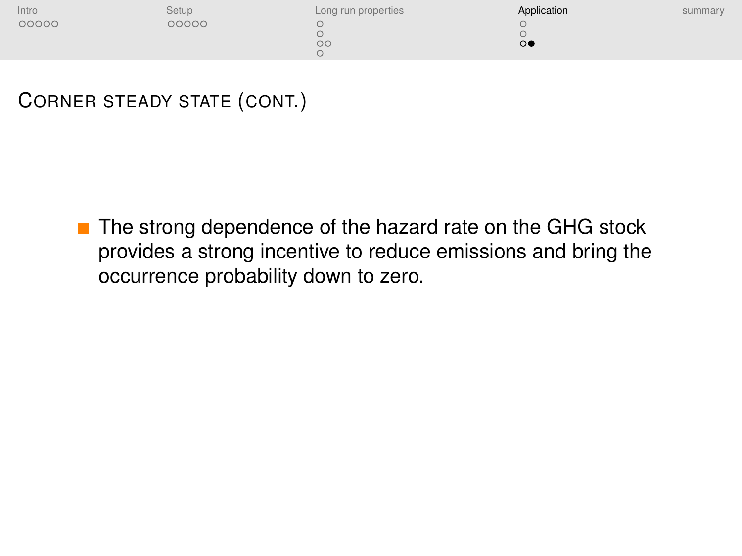## Corner steady state (cont.)

- The strong dependence of the hazard rate on the GHG stock provides a strong incentive to reduce emissions and bring the occurrence probability down to zero.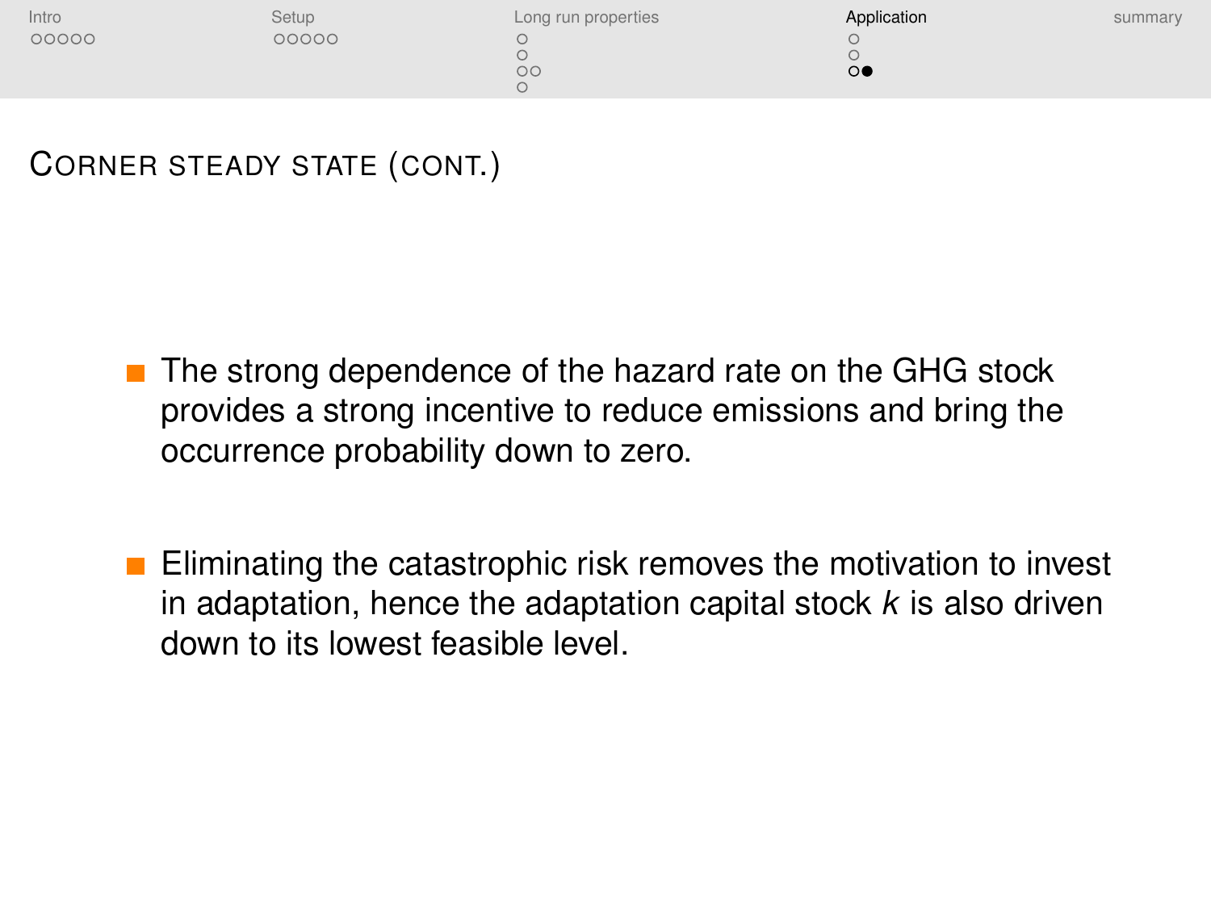# CORNER STEADY STATE (CONT.)

- The strong dependence of the hazard rate on the GHG stock provides a strong incentive to reduce emissions and bring the occurrence probability down to zero.
- Eliminating the catastrophic risk removes the motivation to invest in adaptation, hence the adaptation capital stock $k$ is also driven down to its lowest feasible level.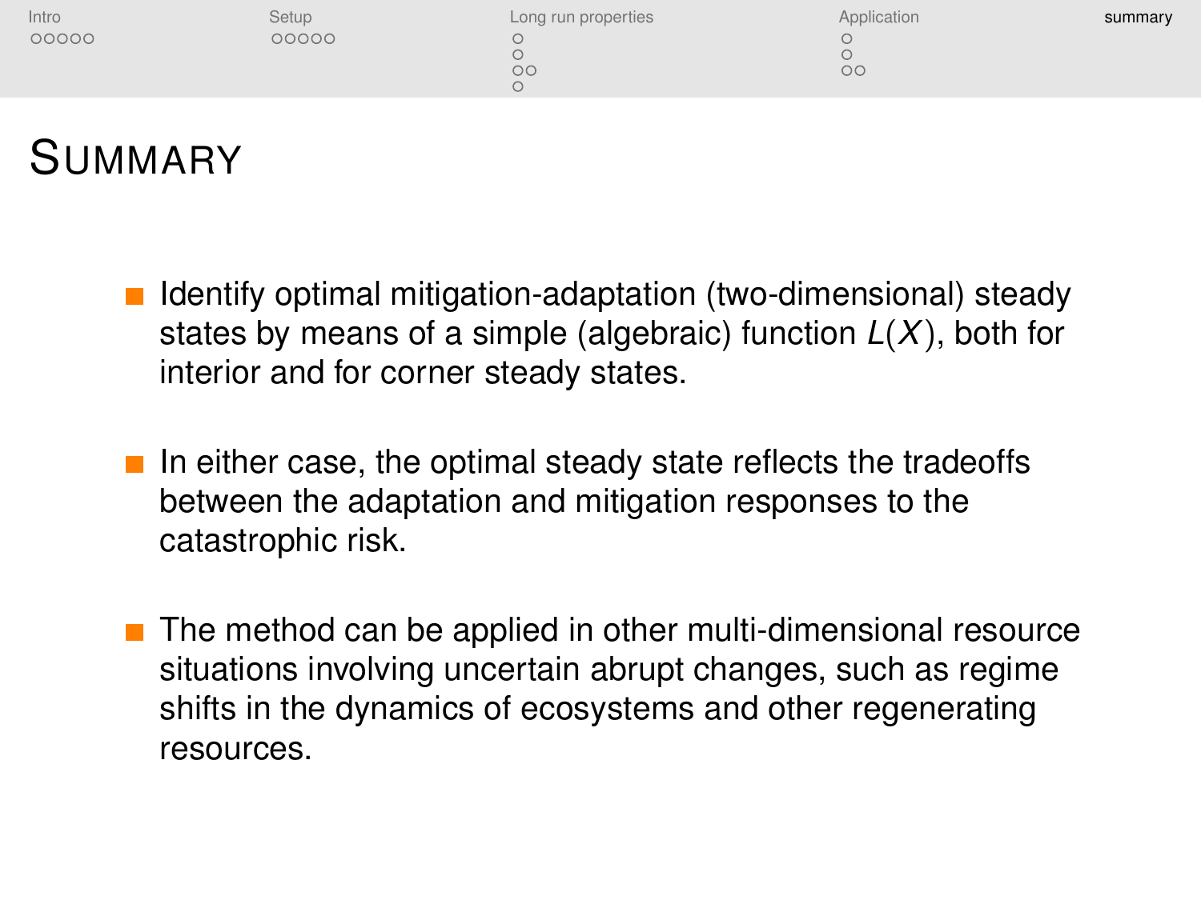# Summary

- Identify optimal mitigation-adaptation (two-dimensional) steady states by means of a simple (algebraic) function $L(X)$, both for interior and for corner steady states.

- In either case, the optimal steady state reflects the tradeoffs between the adaptation and mitigation responses to the catastrophic risk.

- The method can be applied in other multi-dimensional resource situations involving uncertain abrupt changes, such as regime shifts in the dynamics of ecosystems and other regenerating resources.